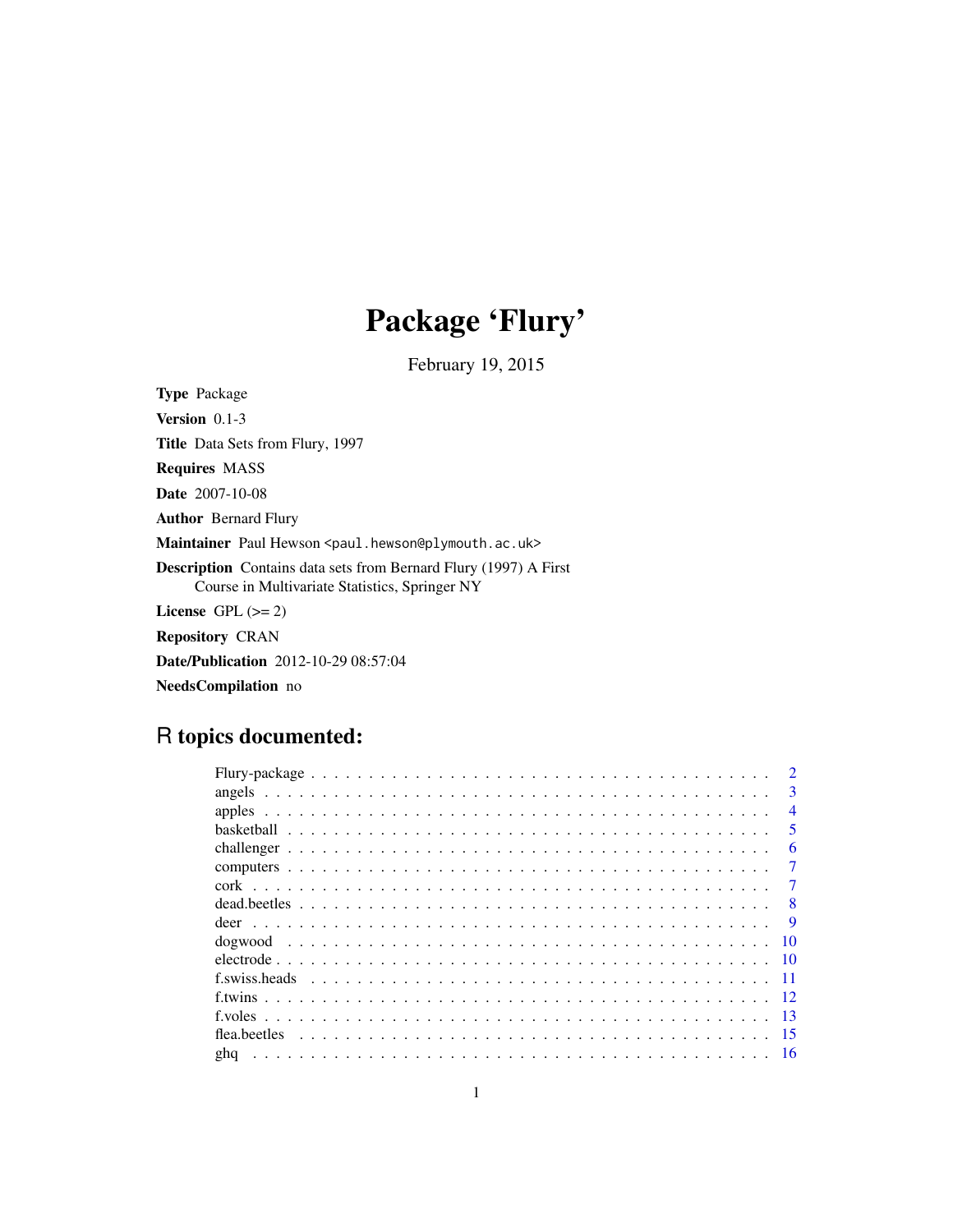# Package 'Flury'

February 19, 2015

**Type** Package

**Version** 0.1-3

**Title** Data Sets from Flury, 1997

**Requires** MASS

**Date** 2007-10-08

**Author** Bernard Flury

**Maintainer** Paul Hewson <paul.hewson@plymouth.ac.uk>

**Description** Contains data sets from Bernard Flury (1997) A First Course in Multivariate Statistics, Springer NY

**License** GPL (>= 2)

**Repository** CRAN

**Date/Publication** 2012-10-29 08:57:04

**NeedsCompilation** no

## R topics documented:

- Flury-package . . . . . . . . . . . . . . . . . . . . . . . . . . . . . . . . . . . . . . . . 2
- angels . . . . . . . . . . . . . . . . . . . . . . . . . . . . . . . . . . . . . . . . . . . 3
- apples . . . . . . . . . . . . . . . . . . . . . . . . . . . . . . . . . . . . . . . . . . . 4
- basketball . . . . . . . . . . . . . . . . . . . . . . . . . . . . . . . . . . . . . . . . . 5
- challenger . . . . . . . . . . . . . . . . . . . . . . . . . . . . . . . . . . . . . . . . . 6
- computers . . . . . . . . . . . . . . . . . . . . . . . . . . . . . . . . . . . . . . . . . 7
- cork . . . . . . . . . . . . . . . . . . . . . . . . . . . . . . . . . . . . . . . . . . . . 7
- dead.beetles . . . . . . . . . . . . . . . . . . . . . . . . . . . . . . . . . . . . . . . . 8
- deer . . . . . . . . . . . . . . . . . . . . . . . . . . . . . . . . . . . . . . . . . . . . 9
- dogwood . . . . . . . . . . . . . . . . . . . . . . . . . . . . . . . . . . . . . . . . . . 10
- electrode . . . . . . . . . . . . . . . . . . . . . . . . . . . . . . . . . . . . . . . . . 10
- f.swiss.heads . . . . . . . . . . . . . . . . . . . . . . . . . . . . . . . . . . . . . . . 11
- f.twins . . . . . . . . . . . . . . . . . . . . . . . . . . . . . . . . . . . . . . . . . . 12
- f.voles . . . . . . . . . . . . . . . . . . . . . . . . . . . . . . . . . . . . . . . . . . 13
- flea.beetles . . . . . . . . . . . . . . . . . . . . . . . . . . . . . . . . . . . . . . . . 15
- ghq . . . . . . . . . . . . . . . . . . . . . . . . . . . . . . . . . . . . . . . . . . . . 16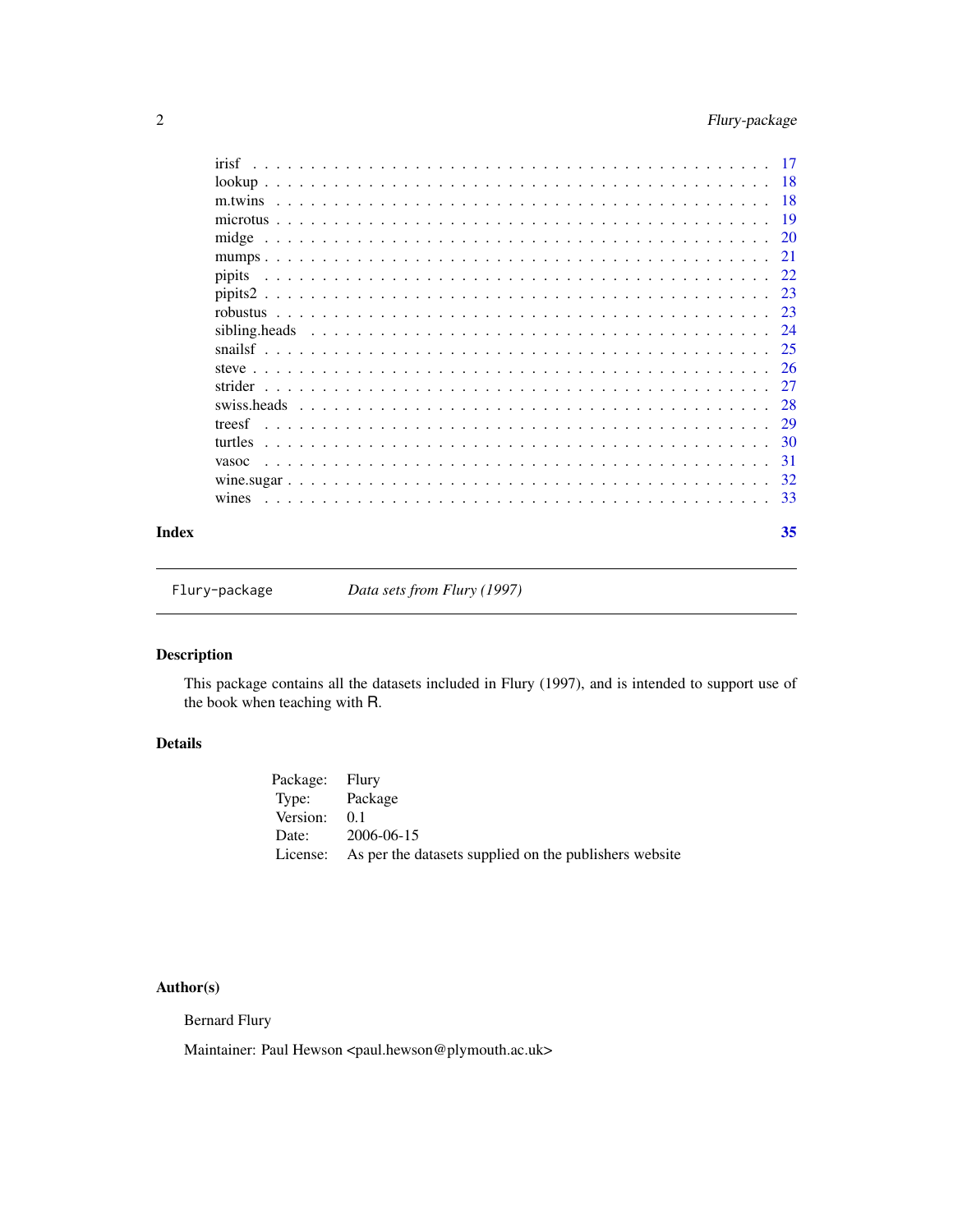irisf . . . . . . . . . . . . . . . . . . . . . . . . . . . . . . . . . . . . . . . . . 17
lookup . . . . . . . . . . . . . . . . . . . . . . . . . . . . . . . . . . . . . . . . 18
m.twins . . . . . . . . . . . . . . . . . . . . . . . . . . . . . . . . . . . . . . . 18
microtus . . . . . . . . . . . . . . . . . . . . . . . . . . . . . . . . . . . . . . 19
midge . . . . . . . . . . . . . . . . . . . . . . . . . . . . . . . . . . . . . . . . 20
mumps . . . . . . . . . . . . . . . . . . . . . . . . . . . . . . . . . . . . . . . . 21
pipits . . . . . . . . . . . . . . . . . . . . . . . . . . . . . . . . . . . . . . . . 22
pipits2 . . . . . . . . . . . . . . . . . . . . . . . . . . . . . . . . . . . . . . . 23
robustus . . . . . . . . . . . . . . . . . . . . . . . . . . . . . . . . . . . . . . 23
sibling.heads . . . . . . . . . . . . . . . . . . . . . . . . . . . . . . . . . . . 24
snailsf . . . . . . . . . . . . . . . . . . . . . . . . . . . . . . . . . . . . . . . 25
steve . . . . . . . . . . . . . . . . . . . . . . . . . . . . . . . . . . . . . . . . 26
strider . . . . . . . . . . . . . . . . . . . . . . . . . . . . . . . . . . . . . . . 27
swiss.heads . . . . . . . . . . . . . . . . . . . . . . . . . . . . . . . . . . . . 28
treesf . . . . . . . . . . . . . . . . . . . . . . . . . . . . . . . . . . . . . . . . 29
turtles . . . . . . . . . . . . . . . . . . . . . . . . . . . . . . . . . . . . . . . 30
vasoc . . . . . . . . . . . . . . . . . . . . . . . . . . . . . . . . . . . . . . . . 31
wine.sugar . . . . . . . . . . . . . . . . . . . . . . . . . . . . . . . . . . . . . 32
wines . . . . . . . . . . . . . . . . . . . . . . . . . . . . . . . . . . . . . . . . 33

**Index** **35**

---

`Flury-package` *Data sets from Flury (1997)*

---

## Description

This package contains all the datasets included in Flury (1997), and is intended to support use of the book when teaching with R.

## Details

| | |
|---|---|
| Package: | Flury |
| Type: | Package |
| Version: | 0.1 |
| Date: | 2006-06-15 |
| License: | As per the datasets supplied on the publishers website |

## Author(s)

Bernard Flury

Maintainer: Paul Hewson <paul.hewson@plymouth.ac.uk>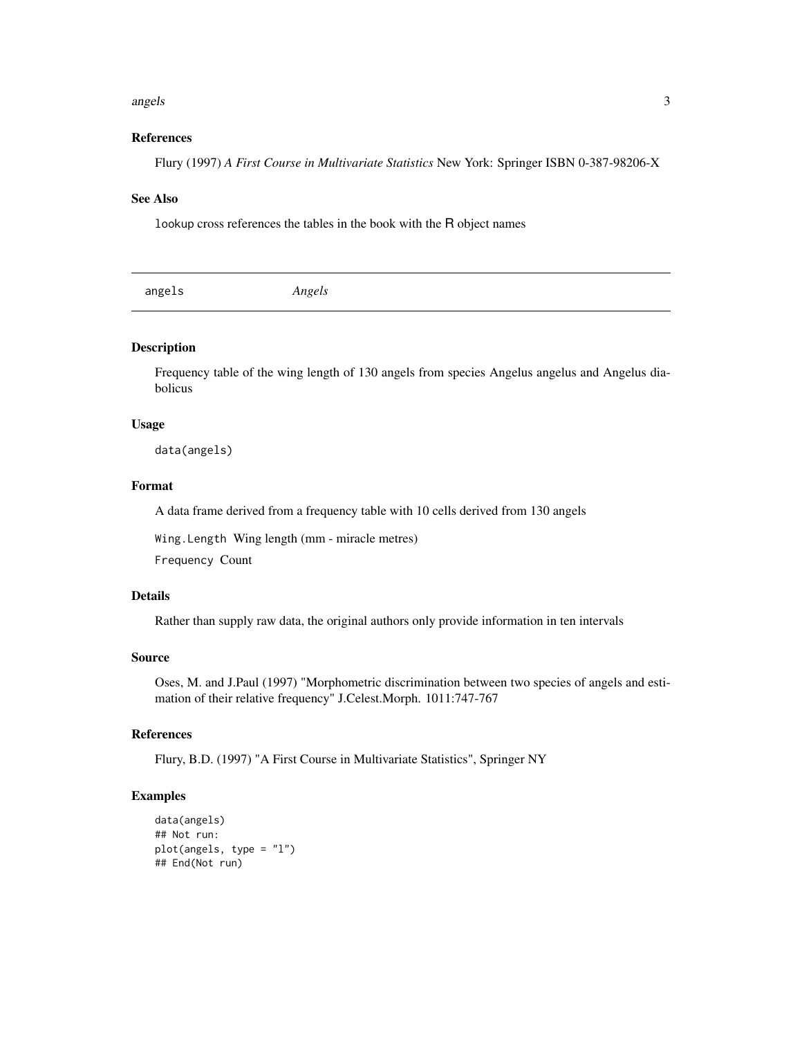## References

Flury (1997) *A First Course in Multivariate Statistics* New York: Springer ISBN 0-387-98206-X

## See Also

`lookup` cross references the tables in the book with the R object names

---

# angels — *Angels*

---

## Description

Frequency table of the wing length of 130 angels from species Angelus angelus and Angelus diabolicus

## Usage

```
data(angels)
```

## Format

A data frame derived from a frequency table with 10 cells derived from 130 angels

`Wing.Length` Wing length (mm - miracle metres)

`Frequency` Count

## Details

Rather than supply raw data, the original authors only provide information in ten intervals

## Source

Oses, M. and J.Paul (1997) "Morphometric discrimination between two species of angels and estimation of their relative frequency" J.Celest.Morph. 1011:747-767

## References

Flury, B.D. (1997) "A First Course in Multivariate Statistics", Springer NY

## Examples

```
data(angels)
## Not run:
plot(angels, type = "l")
## End(Not run)
```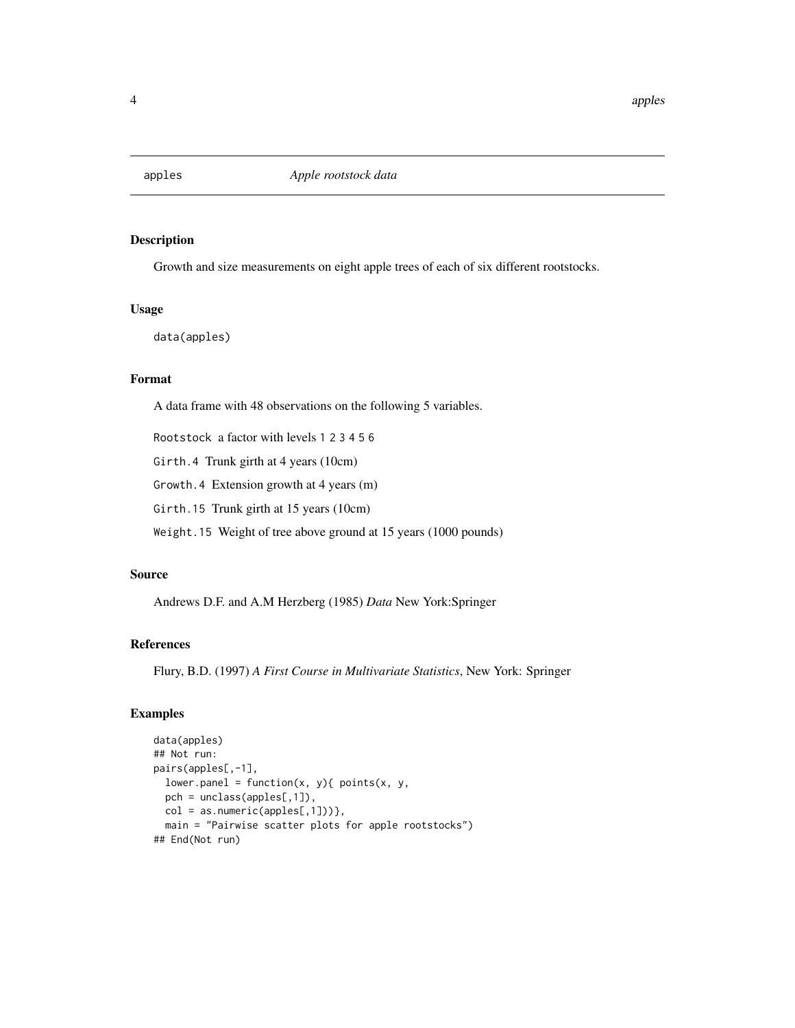# apples — *Apple rootstock data*

## Description

Growth and size measurements on eight apple trees of each of six different rootstocks.

## Usage

```
data(apples)
```

## Format

A data frame with 48 observations on the following 5 variables.

`Rootstock` a factor with levels `1` `2` `3` `4` `5` `6`

`Girth.4` Trunk girth at 4 years (10cm)

`Growth.4` Extension growth at 4 years (m)

`Girth.15` Trunk girth at 15 years (10cm)

`Weight.15` Weight of tree above ground at 15 years (1000 pounds)

## Source

Andrews D.F. and A.M Herzberg (1985) *Data* New York:Springer

## References

Flury, B.D. (1997) *A First Course in Multivariate Statistics*, New York: Springer

## Examples

```
data(apples)
## Not run:
pairs(apples[,-1],
  lower.panel = function(x, y){ points(x, y,
  pch = unclass(apples[,1]),
  col = as.numeric(apples[,1]))},
  main = "Pairwise scatter plots for apple rootstocks")
## End(Not run)
```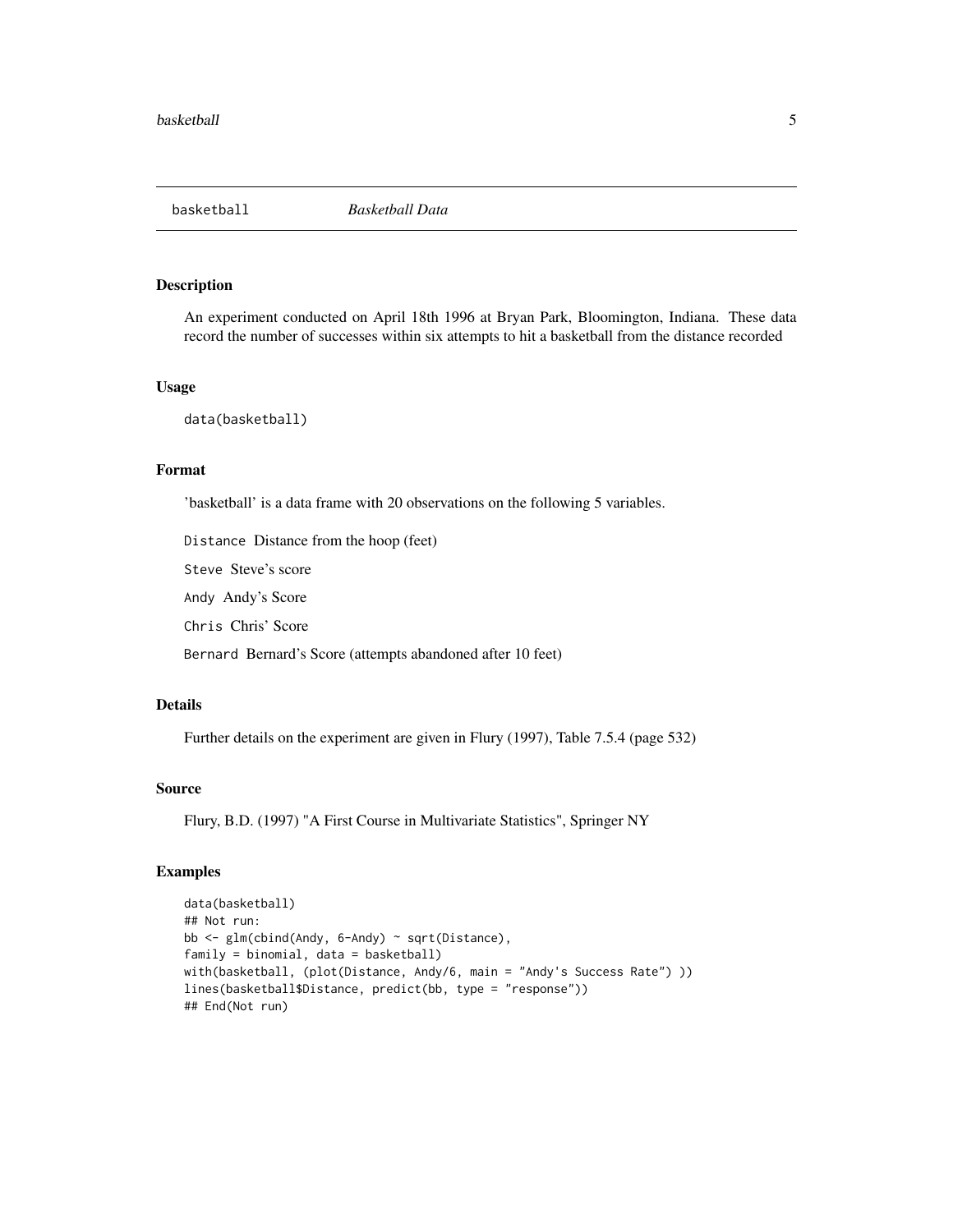## basketball — *Basketball Data*

### Description

An experiment conducted on April 18th 1996 at Bryan Park, Bloomington, Indiana. These data record the number of successes within six attempts to hit a basketball from the distance recorded

### Usage

```
data(basketball)
```

### Format

'basketball' is a data frame with 20 observations on the following 5 variables.

- `Distance` Distance from the hoop (feet)
- `Steve` Steve's score
- `Andy` Andy's Score
- `Chris` Chris' Score
- `Bernard` Bernard's Score (attempts abandoned after 10 feet)

### Details

Further details on the experiment are given in Flury (1997), Table 7.5.4 (page 532)

### Source

Flury, B.D. (1997) "A First Course in Multivariate Statistics", Springer NY

### Examples

```
data(basketball)
## Not run:
bb <- glm(cbind(Andy, 6-Andy) ~ sqrt(Distance),
family = binomial, data = basketball)
with(basketball, (plot(Distance, Andy/6, main = "Andy's Success Rate") ))
lines(basketball$Distance, predict(bb, type = "response"))
## End(Not run)
```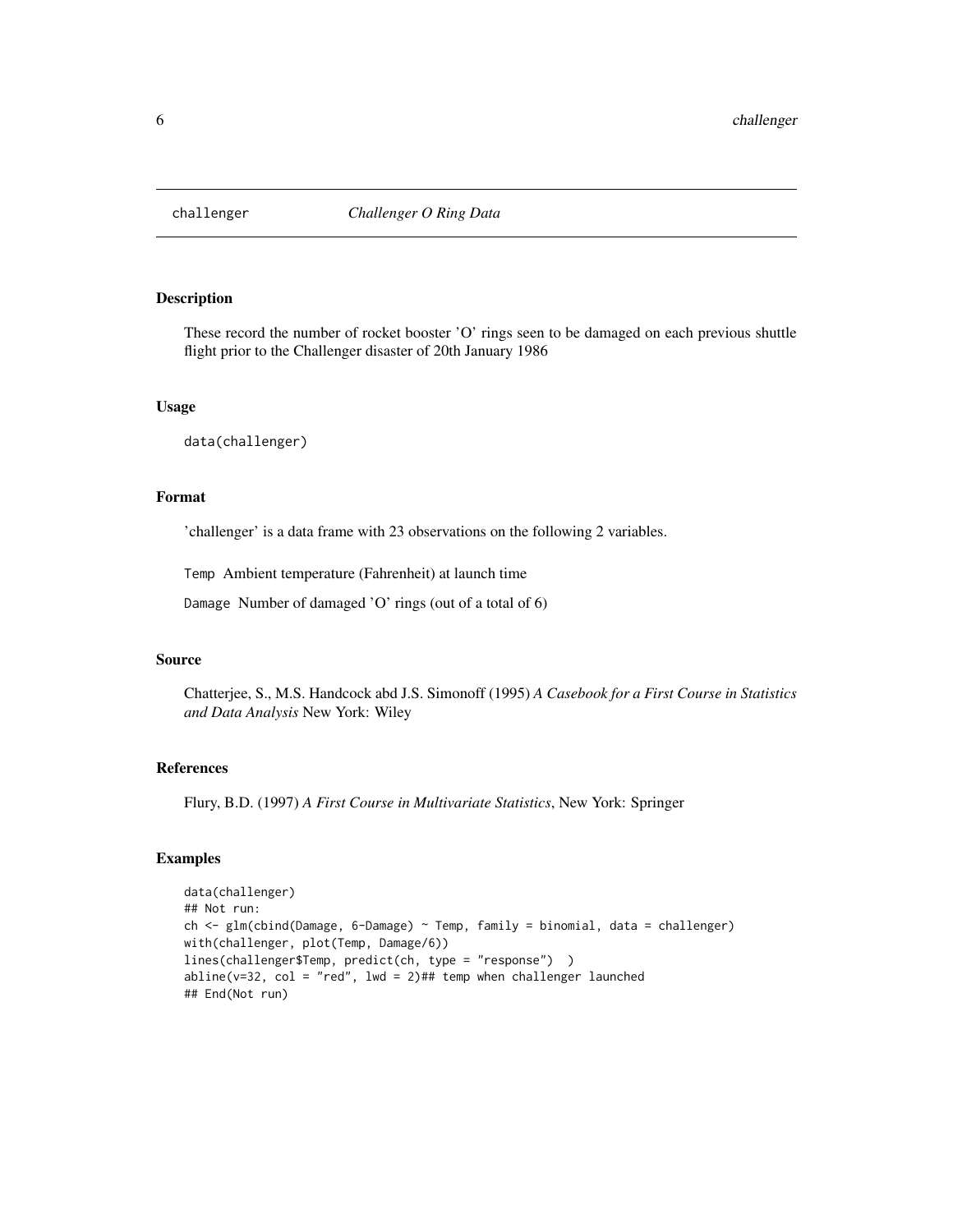# challenger — *Challenger O Ring Data*

## Description

These record the number of rocket booster 'O' rings seen to be damaged on each previous shuttle flight prior to the Challenger disaster of 20th January 1986

## Usage

```
data(challenger)
```

## Format

'challenger' is a data frame with 23 observations on the following 2 variables.

`Temp` Ambient temperature (Fahrenheit) at launch time

`Damage` Number of damaged 'O' rings (out of a total of 6)

## Source

Chatterjee, S., M.S. Handcock abd J.S. Simonoff (1995) *A Casebook for a First Course in Statistics and Data Analysis* New York: Wiley

## References

Flury, B.D. (1997) *A First Course in Multivariate Statistics*, New York: Springer

## Examples

```
data(challenger)
## Not run:
ch <- glm(cbind(Damage, 6-Damage) ~ Temp, family = binomial, data = challenger)
with(challenger, plot(Temp, Damage/6))
lines(challenger$Temp, predict(ch, type = "response")  )
abline(v=32, col = "red", lwd = 2)## temp when challenger launched
## End(Not run)
```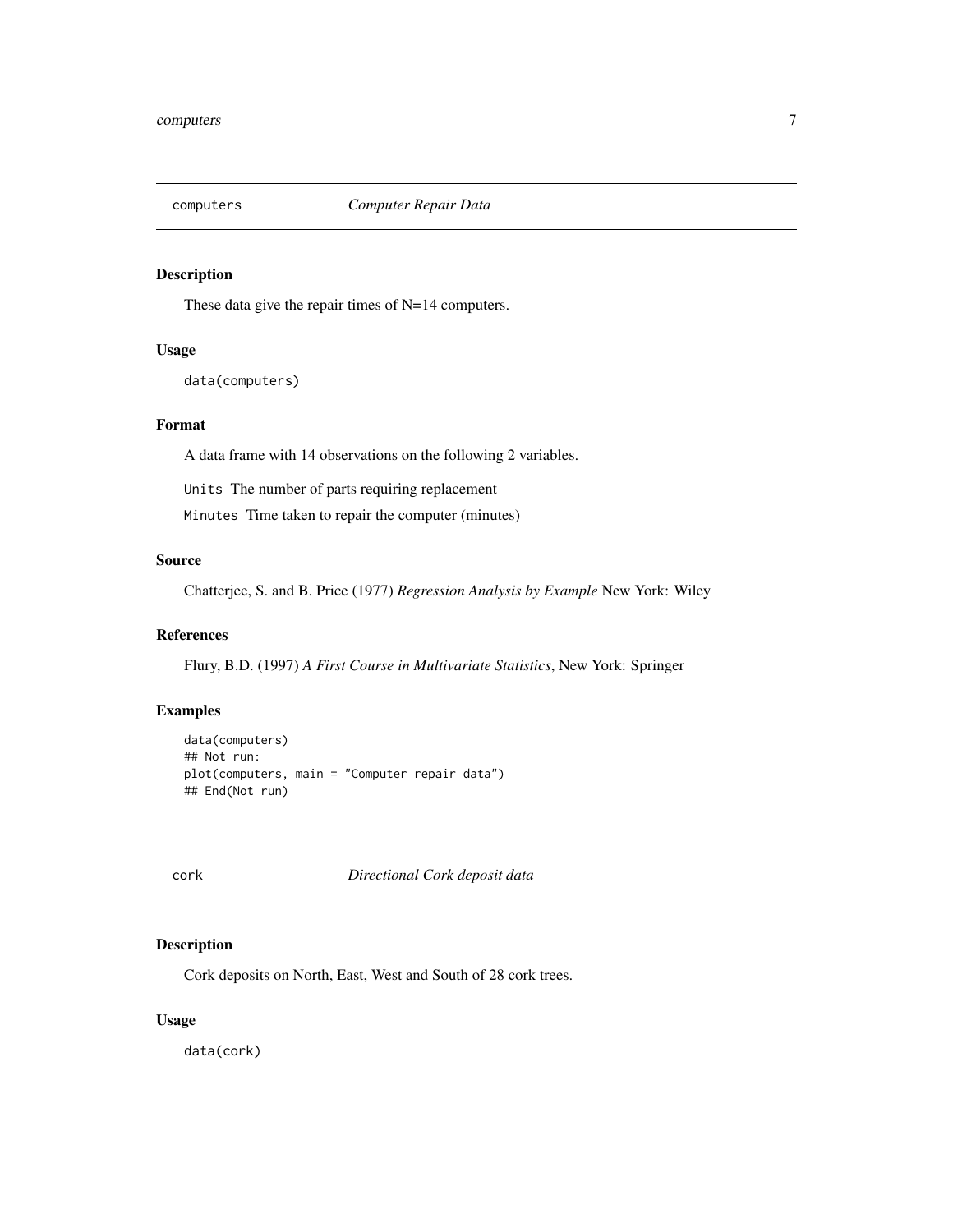## computers — *Computer Repair Data*

### Description

These data give the repair times of N=14 computers.

### Usage

```
data(computers)
```

### Format

A data frame with 14 observations on the following 2 variables.

`Units` The number of parts requiring replacement

`Minutes` Time taken to repair the computer (minutes)

### Source

Chatterjee, S. and B. Price (1977) *Regression Analysis by Example* New York: Wiley

### References

Flury, B.D. (1997) *A First Course in Multivariate Statistics*, New York: Springer

### Examples

```
data(computers)
## Not run:
plot(computers, main = "Computer repair data")
## End(Not run)
```

## cork — *Directional Cork deposit data*

### Description

Cork deposits on North, East, West and South of 28 cork trees.

### Usage

```
data(cork)
```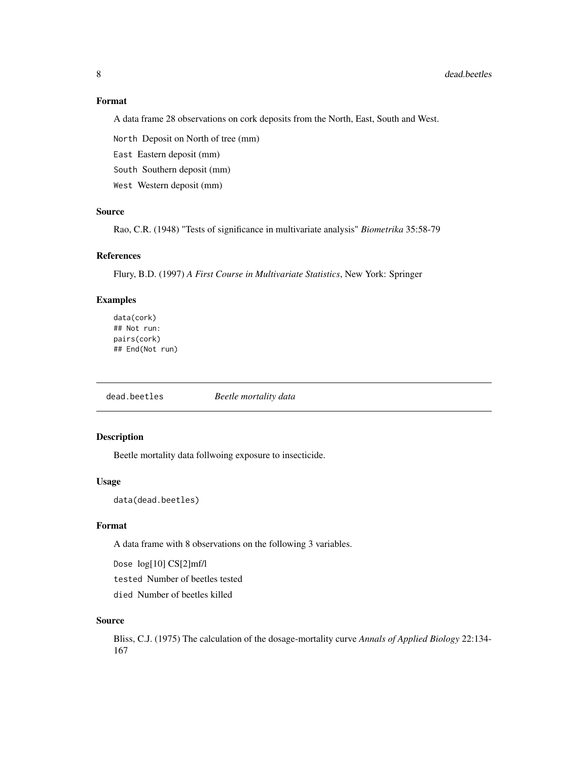### Format

A data frame 28 observations on cork deposits from the North, East, South and West.

`North` Deposit on North of tree (mm)

`East` Eastern deposit (mm)

`South` Southern deposit (mm)

`West` Western deposit (mm)

### Source

Rao, C.R. (1948) "Tests of significance in multivariate analysis" *Biometrika* 35:58-79

### References

Flury, B.D. (1997) *A First Course in Multivariate Statistics*, New York: Springer

### Examples

```
data(cork)
## Not run:
pairs(cork)
## End(Not run)
```

---

## dead.beetles *Beetle mortality data*

---

### Description

Beetle mortality data follwoing exposure to insecticide.

### Usage

```
data(dead.beetles)
```

### Format

A data frame with 8 observations on the following 3 variables.

`Dose` log[10] CS[2]mf/l

`tested` Number of beetles tested

`died` Number of beetles killed

### Source

Bliss, C.J. (1975) The calculation of the dosage-mortality curve *Annals of Applied Biology* 22:134-167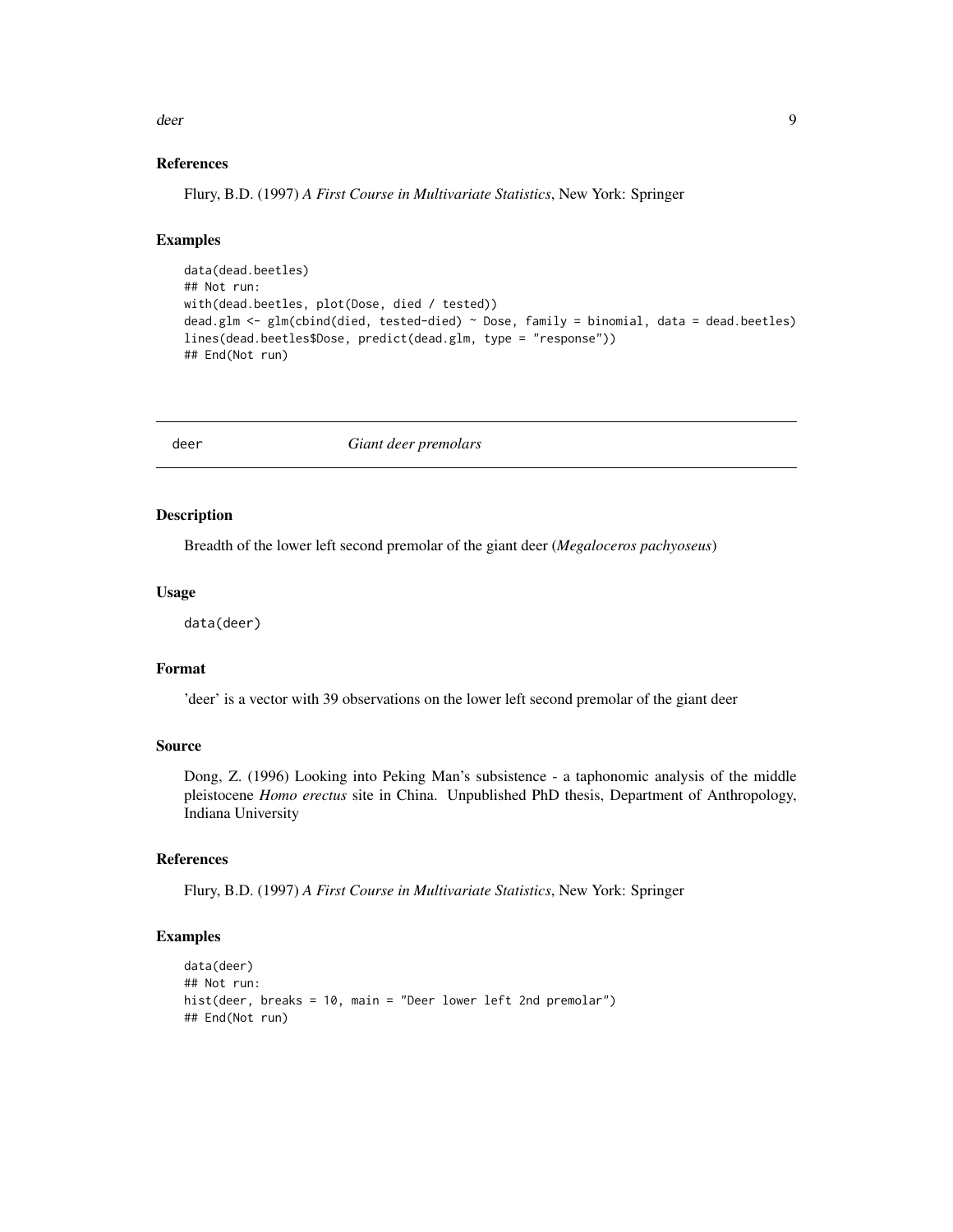### References

Flury, B.D. (1997) *A First Course in Multivariate Statistics*, New York: Springer

### Examples

```
data(dead.beetles)
## Not run:
with(dead.beetles, plot(Dose, died / tested))
dead.glm <- glm(cbind(died, tested-died) ~ Dose, family = binomial, data = dead.beetles)
lines(dead.beetles$Dose, predict(dead.glm, type = "response"))
## End(Not run)
```

---

## deer *Giant deer premolars*

---

### Description

Breadth of the lower left second premolar of the giant deer (*Megaloceros pachyoseus*)

### Usage

```
data(deer)
```

### Format

'deer' is a vector with 39 observations on the lower left second premolar of the giant deer

### Source

Dong, Z. (1996) Looking into Peking Man's subsistence - a taphonomic analysis of the middle pleistocene *Homo erectus* site in China. Unpublished PhD thesis, Department of Anthropology, Indiana University

### References

Flury, B.D. (1997) *A First Course in Multivariate Statistics*, New York: Springer

### Examples

```
data(deer)
## Not run:
hist(deer, breaks = 10, main = "Deer lower left 2nd premolar")
## End(Not run)
```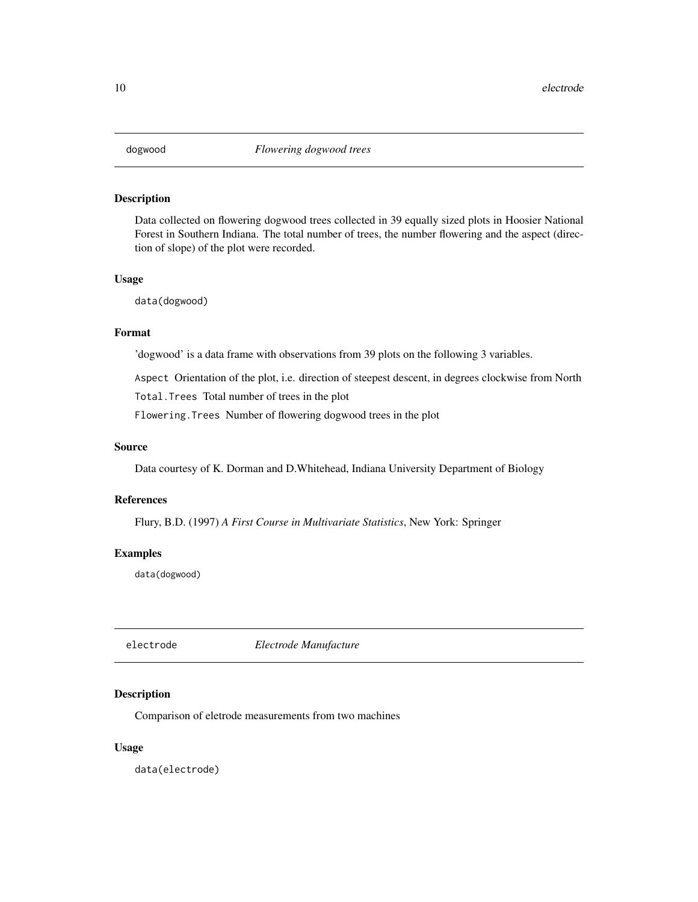## dogwood *Flowering dogwood trees*

### Description

Data collected on flowering dogwood trees collected in 39 equally sized plots in Hoosier National Forest in Southern Indiana. The total number of trees, the number flowering and the aspect (direction of slope) of the plot were recorded.

### Usage

```
data(dogwood)
```

### Format

'dogwood' is a data frame with observations from 39 plots on the following 3 variables.

`Aspect` Orientation of the plot, i.e. direction of steepest descent, in degrees clockwise from North

`Total.Trees` Total number of trees in the plot

`Flowering.Trees` Number of flowering dogwood trees in the plot

### Source

Data courtesy of K. Dorman and D.Whitehead, Indiana University Department of Biology

### References

Flury, B.D. (1997) *A First Course in Multivariate Statistics*, New York: Springer

### Examples

```
data(dogwood)
```

## electrode *Electrode Manufacture*

### Description

Comparison of eletrode measurements from two machines

### Usage

```
data(electrode)
```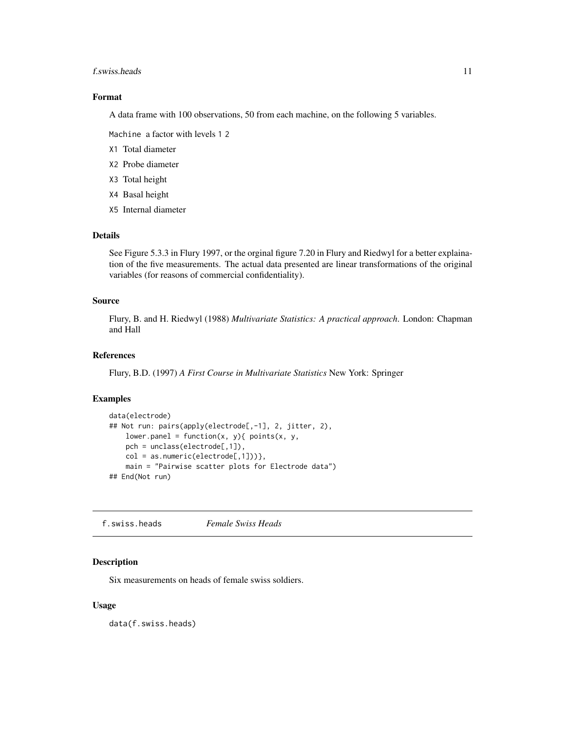### Format

A data frame with 100 observations, 50 from each machine, on the following 5 variables.

- `Machine` a factor with levels `1` `2`
- `X1` Total diameter
- `X2` Probe diameter
- `X3` Total height
- `X4` Basal height
- `X5` Internal diameter

### Details

See Figure 5.3.3 in Flury 1997, or the orginal figure 7.20 in Flury and Riedwyl for a better explaination of the five measurements. The actual data presented are linear transformations of the original variables (for reasons of commercial confidentiality).

### Source

Flury, B. and H. Riedwyl (1988) *Multivariate Statistics: A practical approach.* London: Chapman and Hall

### References

Flury, B.D. (1997) *A First Course in Multivariate Statistics* New York: Springer

### Examples

```
data(electrode)
## Not run: pairs(apply(electrode[,-1], 2, jitter, 2),
    lower.panel = function(x, y){ points(x, y,
    pch = unclass(electrode[,1]),
    col = as.numeric(electrode[,1]))},
    main = "Pairwise scatter plots for Electrode data")
## End(Not run)
```

---

## f.swiss.heads *Female Swiss Heads*

### Description

Six measurements on heads of female swiss soldiers.

### Usage

```
data(f.swiss.heads)
```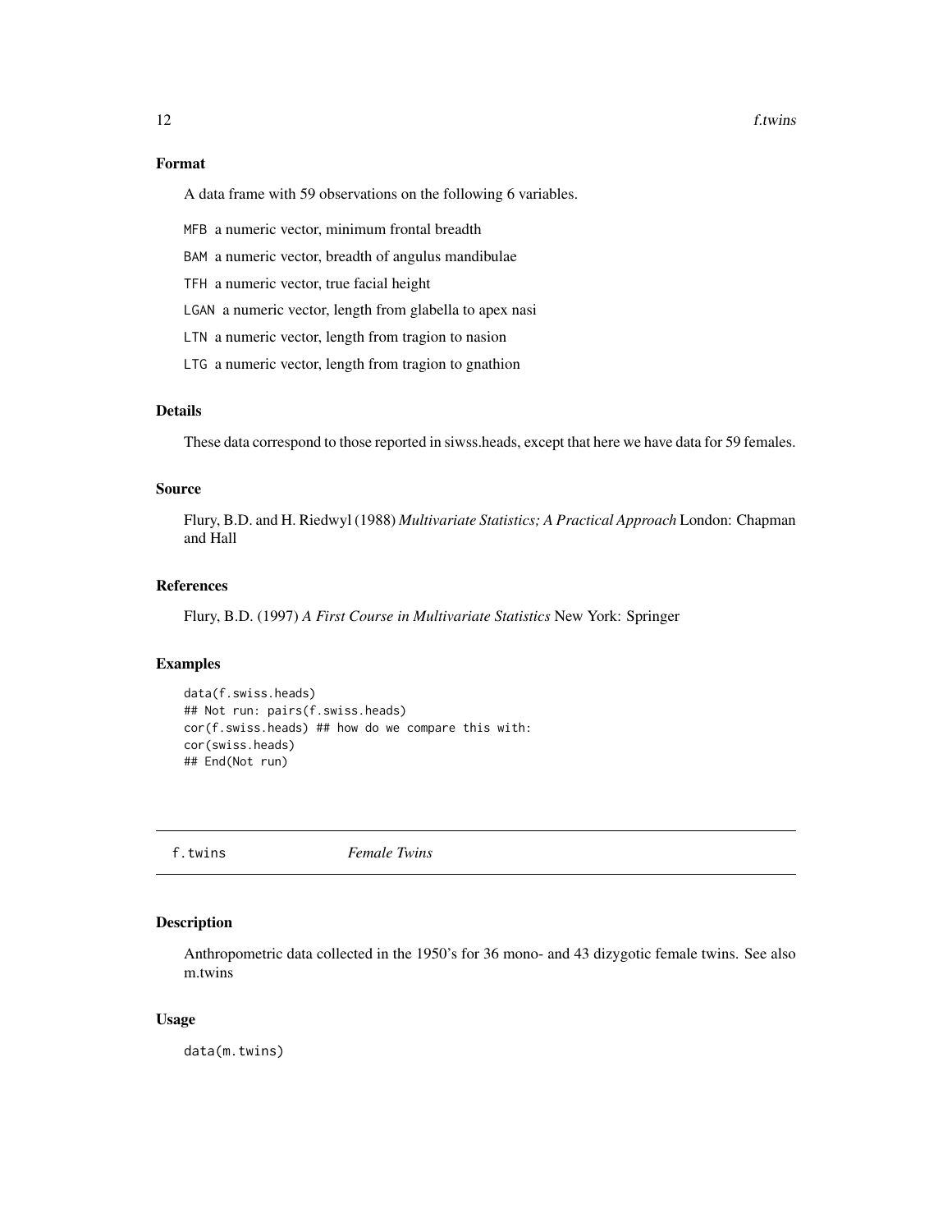### Format

A data frame with 59 observations on the following 6 variables.

- MFB a numeric vector, minimum frontal breadth
- BAM a numeric vector, breadth of angulus mandibulae
- TFH a numeric vector, true facial height
- LGAN a numeric vector, length from glabella to apex nasi
- LTN a numeric vector, length from tragion to nasion
- LTG a numeric vector, length from tragion to gnathion

### Details

These data correspond to those reported in siwss.heads, except that here we have data for 59 females.

### Source

Flury, B.D. and H. Riedwyl (1988) *Multivariate Statistics; A Practical Approach* London: Chapman and Hall

### References

Flury, B.D. (1997) *A First Course in Multivariate Statistics* New York: Springer

### Examples

```
data(f.swiss.heads)
## Not run: pairs(f.swiss.heads)
cor(f.swiss.heads) ## how do we compare this with:
cor(swiss.heads)
## End(Not run)
```

---

## f.twins *Female Twins*

### Description

Anthropometric data collected in the 1950's for 36 mono- and 43 dizygotic female twins. See also m.twins

### Usage

```
data(m.twins)
```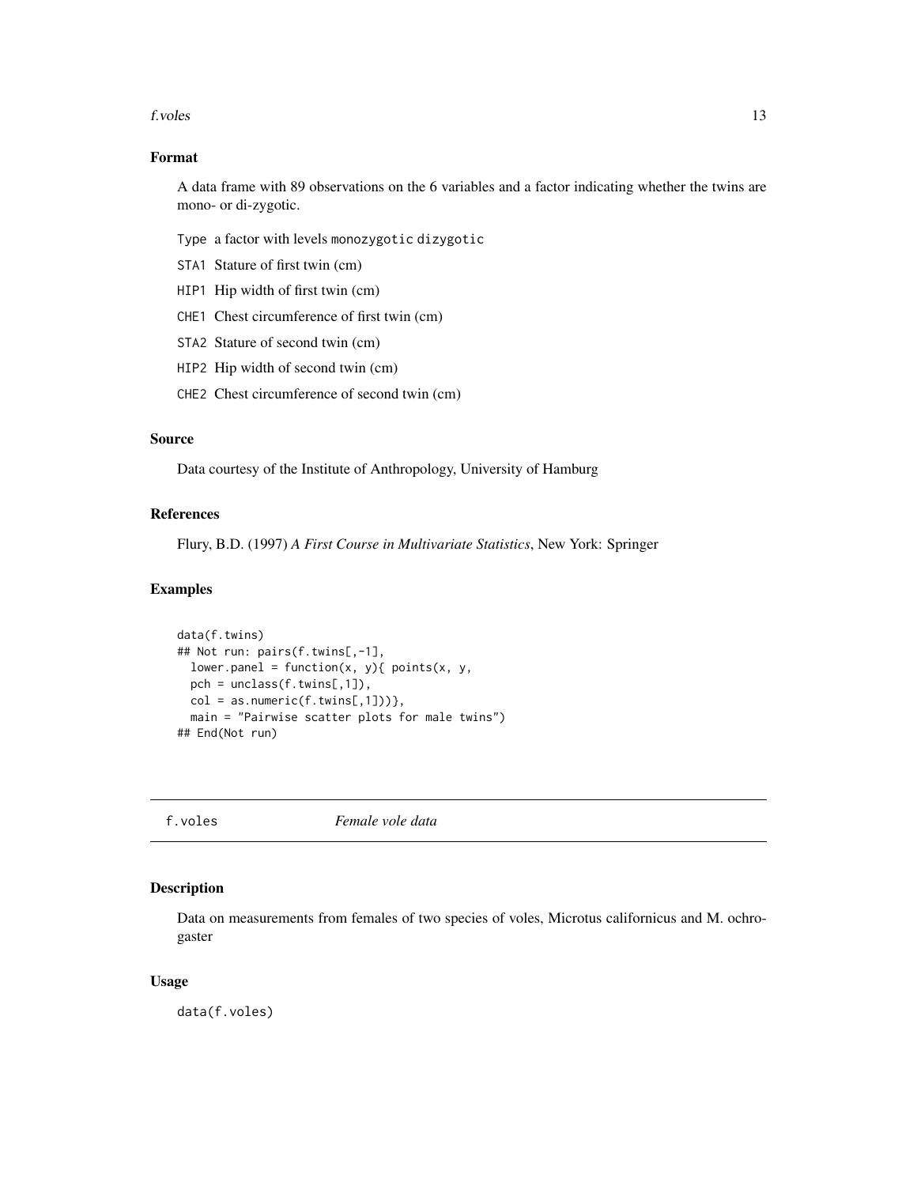### Format

A data frame with 89 observations on the 6 variables and a factor indicating whether the twins are mono- or di-zygotic.

- `Type` a factor with levels `monozygotic` `dizygotic`
- `STA1` Stature of first twin (cm)
- `HIP1` Hip width of first twin (cm)
- `CHE1` Chest circumference of first twin (cm)
- `STA2` Stature of second twin (cm)
- `HIP2` Hip width of second twin (cm)
- `CHE2` Chest circumference of second twin (cm)

### Source

Data courtesy of the Institute of Anthropology, University of Hamburg

### References

Flury, B.D. (1997) *A First Course in Multivariate Statistics*, New York: Springer

### Examples

```
data(f.twins)
## Not run: pairs(f.twins[,-1],
  lower.panel = function(x, y){ points(x, y,
  pch = unclass(f.twins[,1]),
  col = as.numeric(f.twins[,1]))},
  main = "Pairwise scatter plots for male twins")
## End(Not run)
```

---

## f.voles *Female vole data*

### Description

Data on measurements from females of two species of voles, Microtus californicus and M. ochrogaster

### Usage

data(f.voles)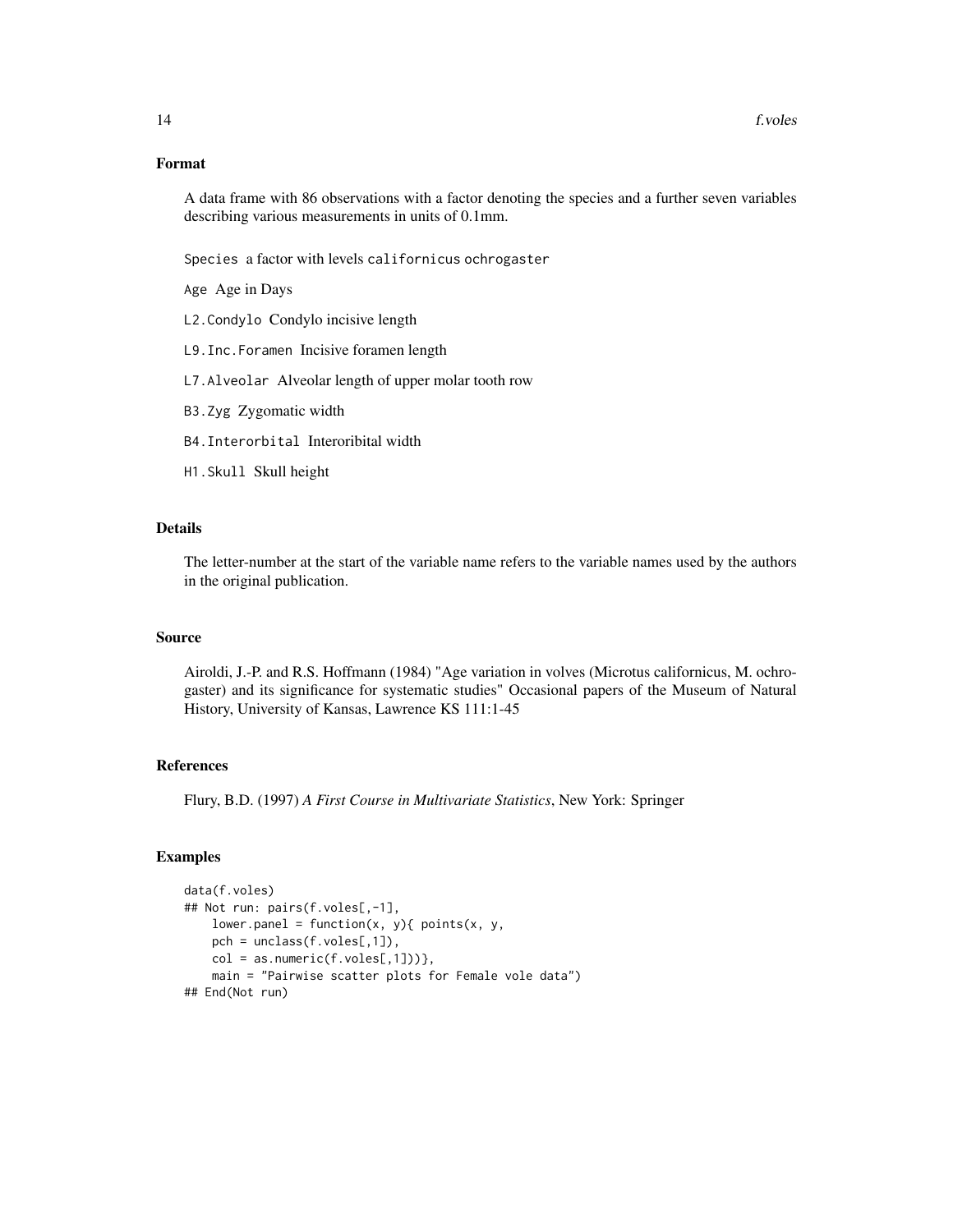## Format

A data frame with 86 observations with a factor denoting the species and a further seven variables describing various measurements in units of 0.1mm.

`Species` a factor with levels `californicus` `ochrogaster`

`Age` Age in Days

`L2.Condylo` Condylo incisive length

`L9.Inc.Foramen` Incisive foramen length

`L7.Alveolar` Alveolar length of upper molar tooth row

`B3.Zyg` Zygomatic width

`B4.Interorbital` Interoribital width

`H1.Skull` Skull height

## Details

The letter-number at the start of the variable name refers to the variable names used by the authors in the original publication.

## Source

Airoldi, J.-P. and R.S. Hoffmann (1984) "Age variation in volves (Microtus californicus, M. ochrogaster) and its significance for systematic studies" Occasional papers of the Museum of Natural History, University of Kansas, Lawrence KS 111:1-45

## References

Flury, B.D. (1997) *A First Course in Multivariate Statistics*, New York: Springer

## Examples

```
data(f.voles)
## Not run: pairs(f.voles[,-1],
    lower.panel = function(x, y){ points(x, y,
    pch = unclass(f.voles[,1]),
    col = as.numeric(f.voles[,1]))},
    main = "Pairwise scatter plots for Female vole data")
## End(Not run)
```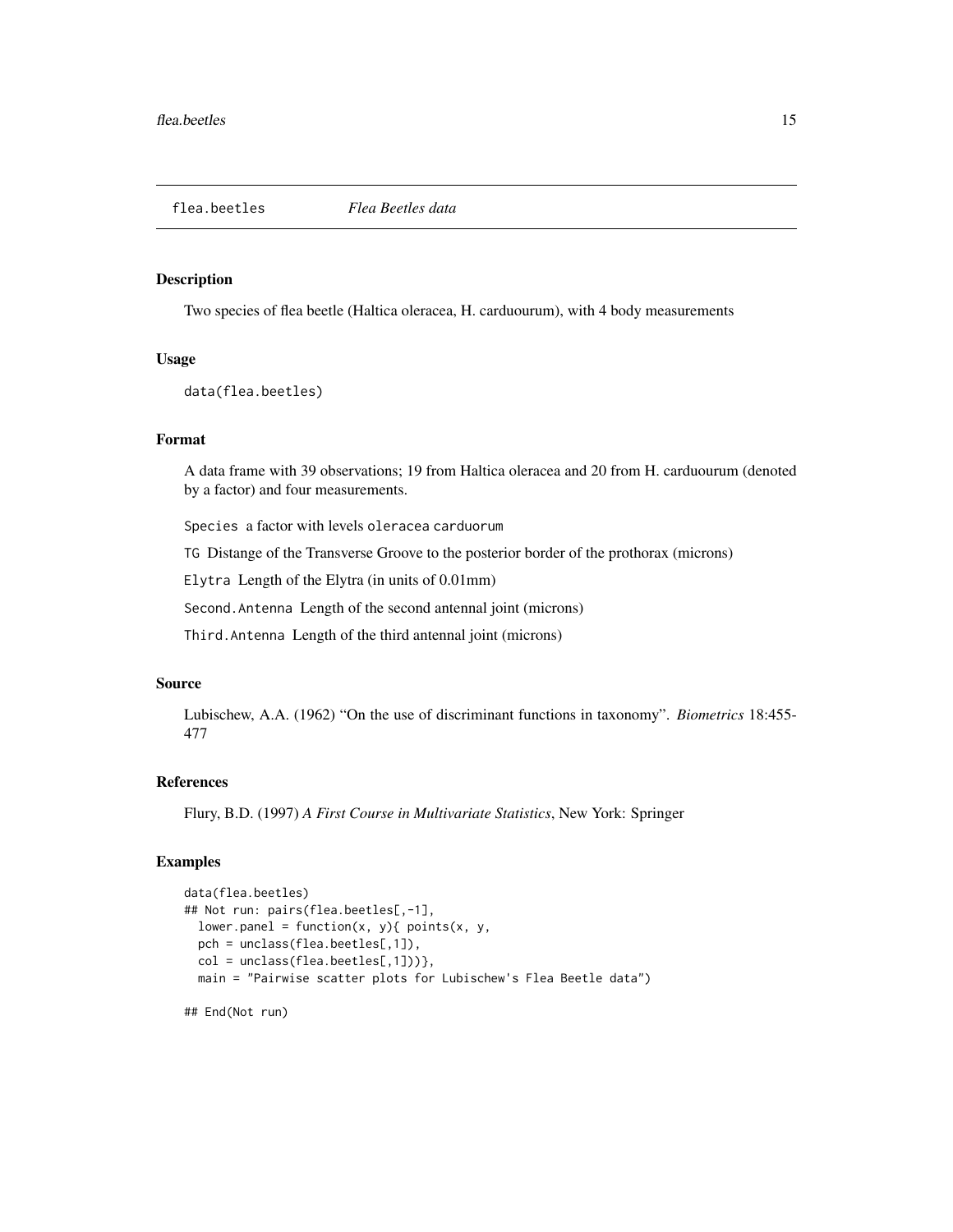## flea.beetles *Flea Beetles data*

### Description

Two species of flea beetle (Haltica oleracea, H. carduourum), with 4 body measurements

### Usage

```
data(flea.beetles)
```

### Format

A data frame with 39 observations; 19 from Haltica oleracea and 20 from H. carduourum (denoted by a factor) and four measurements.

`Species` a factor with levels `oleracea` `carduorum`

`TG` Distange of the Transverse Groove to the posterior border of the prothorax (microns)

`Elytra` Length of the Elytra (in units of 0.01mm)

`Second.Antenna` Length of the second antennal joint (microns)

`Third.Antenna` Length of the third antennal joint (microns)

### Source

Lubischew, A.A. (1962) "On the use of discriminant functions in taxonomy". *Biometrics* 18:455-477

### References

Flury, B.D. (1997) *A First Course in Multivariate Statistics*, New York: Springer

### Examples

```
data(flea.beetles)
## Not run: pairs(flea.beetles[,-1],
  lower.panel = function(x, y){ points(x, y,
  pch = unclass(flea.beetles[,1]),
  col = unclass(flea.beetles[,1]))},
  main = "Pairwise scatter plots for Lubischew's Flea Beetle data")

## End(Not run)
```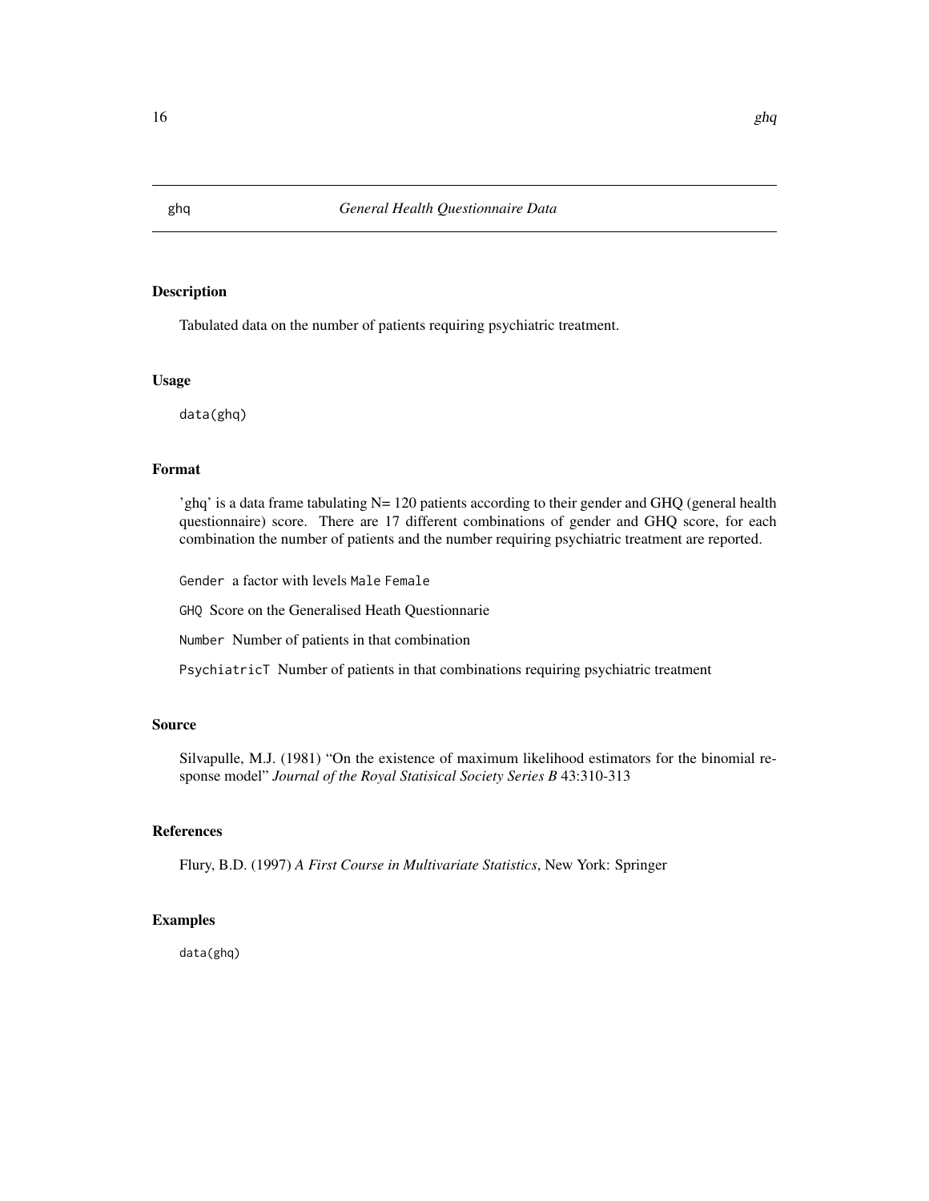ghq *General Health Questionnaire Data*

## Description

Tabulated data on the number of patients requiring psychiatric treatment.

## Usage

```
data(ghq)
```

## Format

'ghq' is a data frame tabulating N= 120 patients according to their gender and GHQ (general health questionnaire) score. There are 17 different combinations of gender and GHQ score, for each combination the number of patients and the number requiring psychiatric treatment are reported.

`Gender` a factor with levels `Male` `Female`

`GHQ` Score on the Generalised Heath Questionnarie

`Number` Number of patients in that combination

`PsychiatricT` Number of patients in that combinations requiring psychiatric treatment

## Source

Silvapulle, M.J. (1981) "On the existence of maximum likelihood estimators for the binomial response model" *Journal of the Royal Statisical Society Series B* 43:310-313

## References

Flury, B.D. (1997) *A First Course in Multivariate Statistics*, New York: Springer

## Examples

```
data(ghq)
```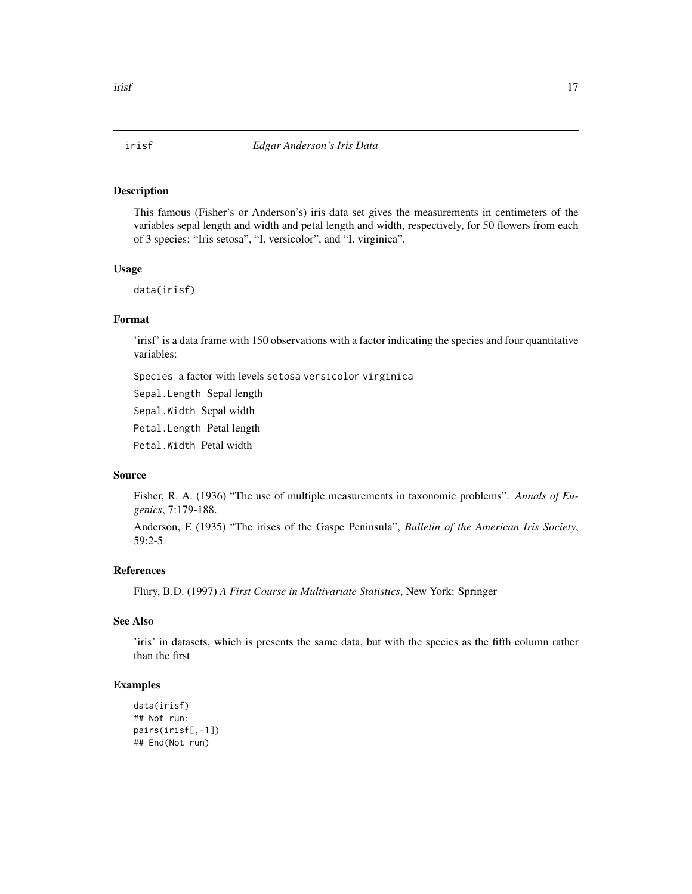# irisf — *Edgar Anderson's Iris Data*

## Description

This famous (Fisher's or Anderson's) iris data set gives the measurements in centimeters of the variables sepal length and width and petal length and width, respectively, for 50 flowers from each of 3 species: "Iris setosa", "I. versicolor", and "I. virginica".

## Usage

```
data(irisf)
```

## Format

'irisf' is a data frame with 150 observations with a factor indicating the species and four quantitative variables:

`Species` a factor with levels `setosa` `versicolor` `virginica`

`Sepal.Length` Sepal length

`Sepal.Width` Sepal width

`Petal.Length` Petal length

`Petal.Width` Petal width

## Source

Fisher, R. A. (1936) "The use of multiple measurements in taxonomic problems". *Annals of Eugenics*, 7:179-188.

Anderson, E (1935) "The irises of the Gaspe Peninsula", *Bulletin of the American Iris Society*, 59:2-5

## References

Flury, B.D. (1997) *A First Course in Multivariate Statistics*, New York: Springer

## See Also

'iris' in datasets, which is presents the same data, but with the species as the fifth column rather than the first

## Examples

```
data(irisf)
## Not run:
pairs(irisf[,-1])
## End(Not run)
```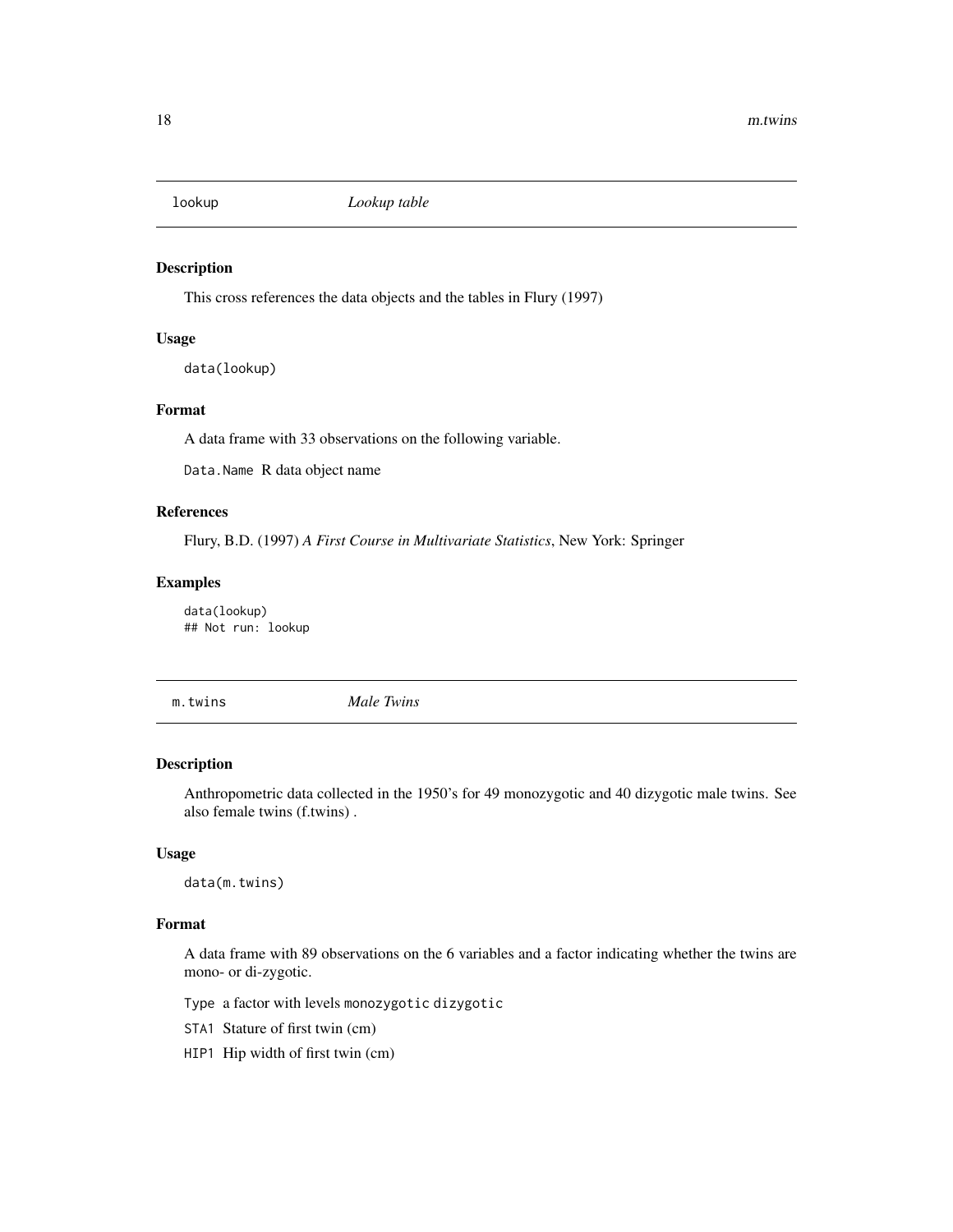## lookup *Lookup table*

### Description

This cross references the data objects and the tables in Flury (1997)

### Usage

```
data(lookup)
```

### Format

A data frame with 33 observations on the following variable.

`Data.Name` R data object name

### References

Flury, B.D. (1997) *A First Course in Multivariate Statistics*, New York: Springer

### Examples

```
data(lookup)
## Not run: lookup
```

## m.twins *Male Twins*

### Description

Anthropometric data collected in the 1950's for 49 monozygotic and 40 dizygotic male twins. See also female twins (f.twins) .

### Usage

```
data(m.twins)
```

### Format

A data frame with 89 observations on the 6 variables and a factor indicating whether the twins are mono- or di-zygotic.

`Type` a factor with levels `monozygotic` `dizygotic`

`STA1` Stature of first twin (cm)

`HIP1` Hip width of first twin (cm)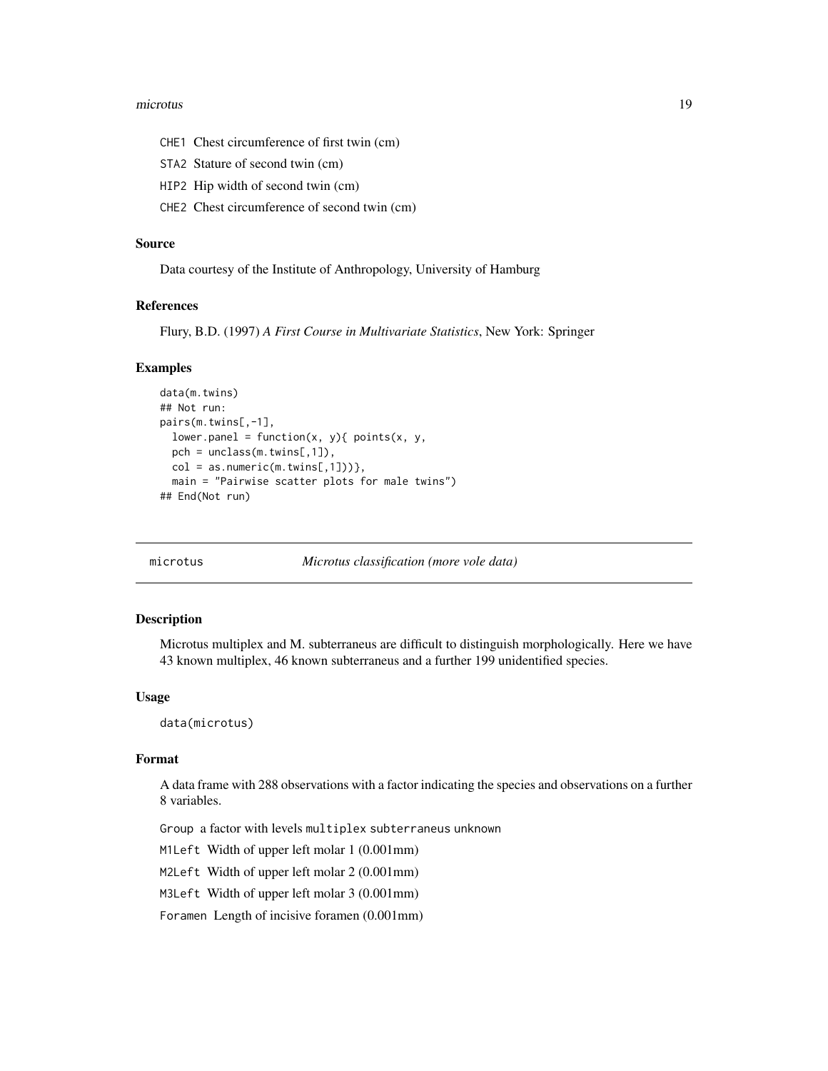CHE1 Chest circumference of first twin (cm)

STA2 Stature of second twin (cm)

HIP2 Hip width of second twin (cm)

CHE2 Chest circumference of second twin (cm)

### Source

Data courtesy of the Institute of Anthropology, University of Hamburg

### References

Flury, B.D. (1997) *A First Course in Multivariate Statistics*, New York: Springer

### Examples

```
data(m.twins)
## Not run:
pairs(m.twins[,-1],
  lower.panel = function(x, y){ points(x, y,
  pch = unclass(m.twins[,1]),
  col = as.numeric(m.twins[,1]))},
  main = "Pairwise scatter plots for male twins")
## End(Not run)
```

---

## microtus — *Microtus classification (more vole data)*

---

### Description

Microtus multiplex and M. subterraneus are difficult to distinguish morphologically. Here we have 43 known multiplex, 46 known subterraneus and a further 199 unidentified species.

### Usage

```
data(microtus)
```

### Format

A data frame with 288 observations with a factor indicating the species and observations on a further 8 variables.

Group a factor with levels multiplex subterraneus unknown

M1Left Width of upper left molar 1 (0.001mm)

M2Left Width of upper left molar 2 (0.001mm)

M3Left Width of upper left molar 3 (0.001mm)

Foramen Length of incisive foramen (0.001mm)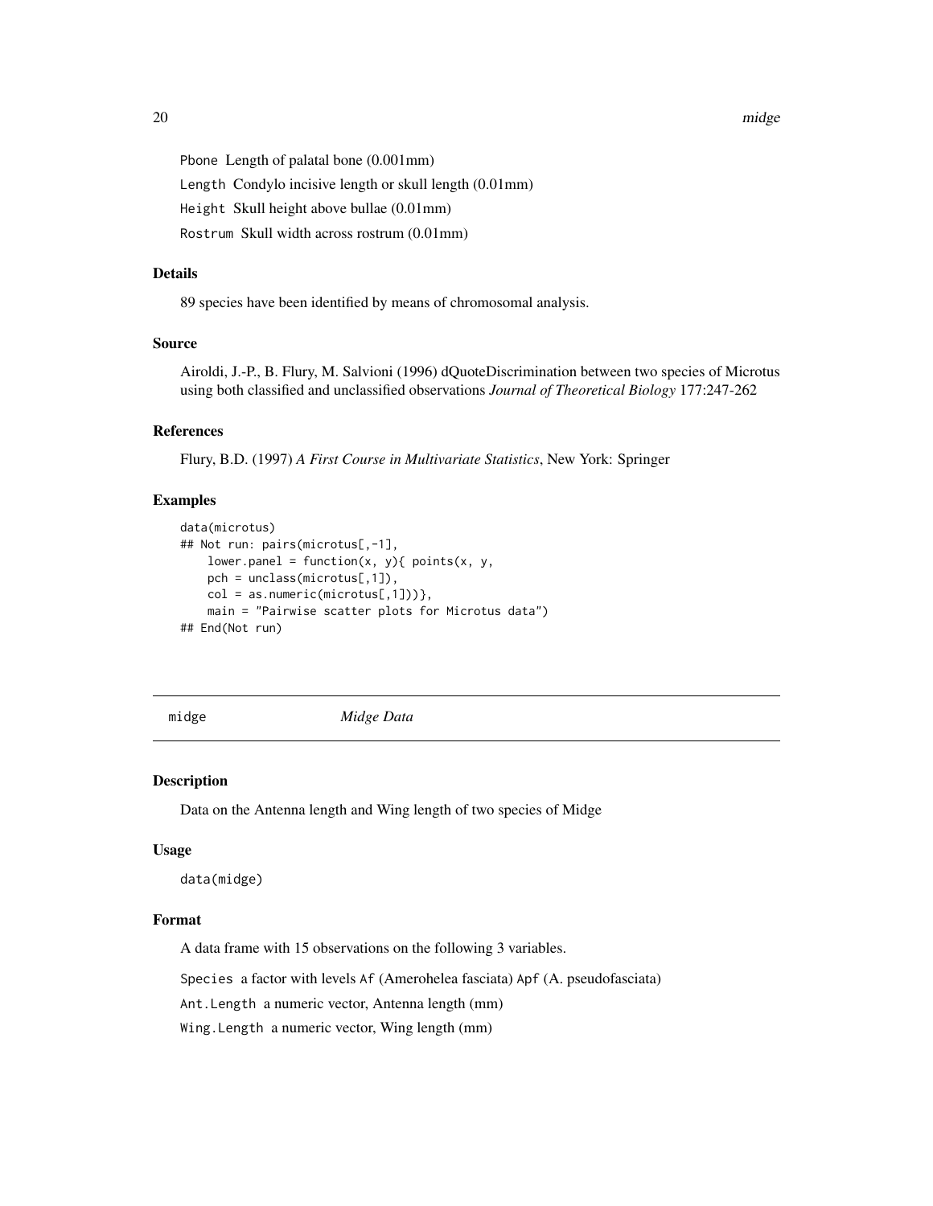Pbone Length of palatal bone (0.001mm)

Length Condylo incisive length or skull length (0.01mm)

Height Skull height above bullae (0.01mm)

Rostrum Skull width across rostrum (0.01mm)

## Details

89 species have been identified by means of chromosomal analysis.

## Source

Airoldi, J.-P., B. Flury, M. Salvioni (1996) dQuoteDiscrimination between two species of Microtus using both classified and unclassified observations *Journal of Theoretical Biology* 177:247-262

## References

Flury, B.D. (1997) *A First Course in Multivariate Statistics*, New York: Springer

## Examples

```
data(microtus)
## Not run: pairs(microtus[,-1],
    lower.panel = function(x, y){ points(x, y,
    pch = unclass(microtus[,1]),
    col = as.numeric(microtus[,1]))},
    main = "Pairwise scatter plots for Microtus data")
## End(Not run)
```

---

# midge *Midge Data*

## Description

Data on the Antenna length and Wing length of two species of Midge

## Usage

```
data(midge)
```

## Format

A data frame with 15 observations on the following 3 variables.

Species a factor with levels Af (Amerohelea fasciata) Apf (A. pseudofasciata)

Ant.Length a numeric vector, Antenna length (mm)

Wing.Length a numeric vector, Wing length (mm)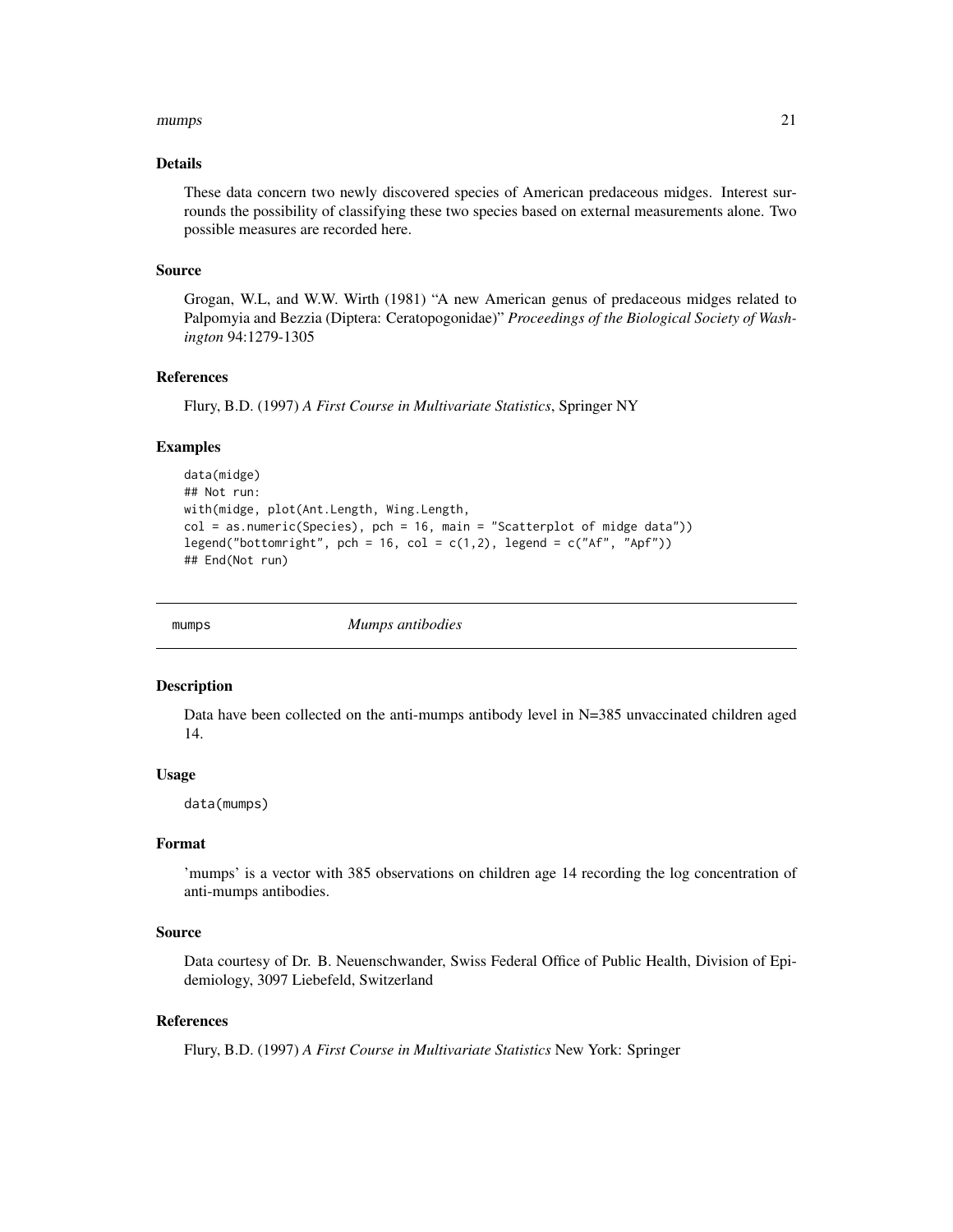### Details

These data concern two newly discovered species of American predaceous midges. Interest surrounds the possibility of classifying these two species based on external measurements alone. Two possible measures are recorded here.

### Source

Grogan, W.L, and W.W. Wirth (1981) "A new American genus of predaceous midges related to Palpomyia and Bezzia (Diptera: Ceratopogonidae)" *Proceedings of the Biological Society of Washington* 94:1279-1305

### References

Flury, B.D. (1997) *A First Course in Multivariate Statistics*, Springer NY

### Examples

```
data(midge)
## Not run:
with(midge, plot(Ant.Length, Wing.Length,
col = as.numeric(Species), pch = 16, main = "Scatterplot of midge data"))
legend("bottomright", pch = 16, col = c(1,2), legend = c("Af", "Apf"))
## End(Not run)
```

---

## mumps *Mumps antibodies*

---

### Description

Data have been collected on the anti-mumps antibody level in N=385 unvaccinated children aged 14.

### Usage

```
data(mumps)
```

### Format

'mumps' is a vector with 385 observations on children age 14 recording the log concentration of anti-mumps antibodies.

### Source

Data courtesy of Dr. B. Neuenschwander, Swiss Federal Office of Public Health, Division of Epidemiology, 3097 Liebefeld, Switzerland

### References

Flury, B.D. (1997) *A First Course in Multivariate Statistics* New York: Springer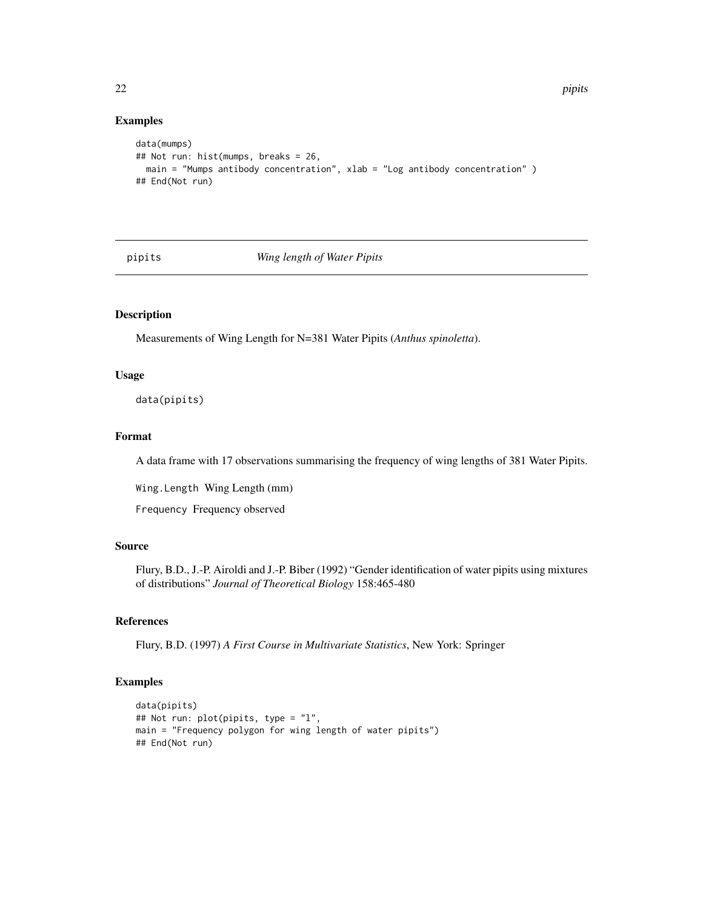## Examples

```
data(mumps)
## Not run: hist(mumps, breaks = 26,
  main = "Mumps antibody concentration", xlab = "Log antibody concentration" )
## End(Not run)
```

---

# pipits *Wing length of Water Pipits*

---

## Description

Measurements of Wing Length for N=381 Water Pipits (*Anthus spinoletta*).

## Usage

```
data(pipits)
```

## Format

A data frame with 17 observations summarising the frequency of wing lengths of 381 Water Pipits.

`Wing.Length` Wing Length (mm)

`Frequency` Frequency observed

## Source

Flury, B.D., J.-P. Airoldi and J.-P. Biber (1992) "Gender identification of water pipits using mixtures of distributions" *Journal of Theoretical Biology* 158:465-480

## References

Flury, B.D. (1997) *A First Course in Multivariate Statistics*, New York: Springer

## Examples

```
data(pipits)
## Not run: plot(pipits, type = "l",
main = "Frequency polygon for wing length of water pipits")
## End(Not run)
```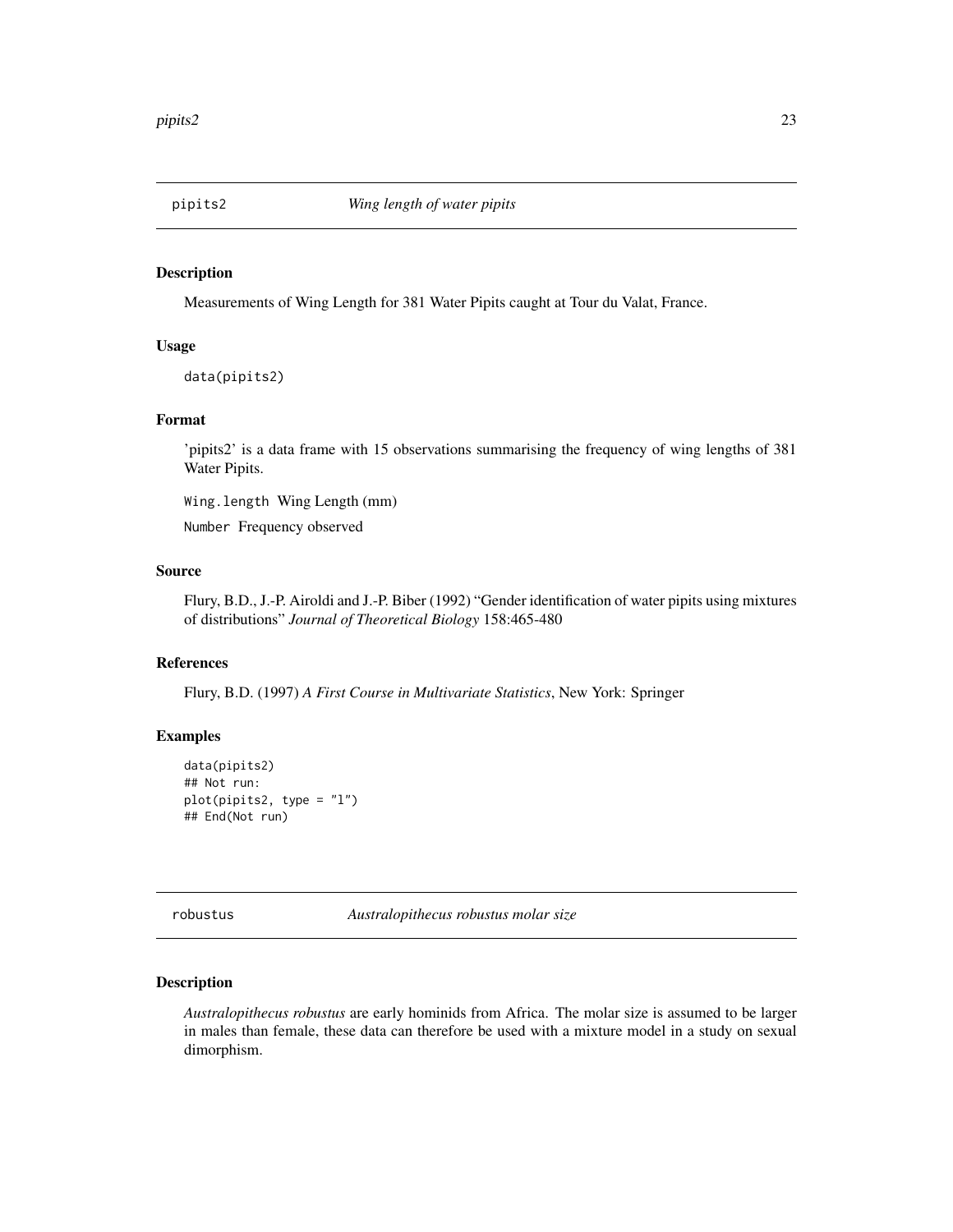## pipits2 — *Wing length of water pipits*

### Description

Measurements of Wing Length for 381 Water Pipits caught at Tour du Valat, France.

### Usage

```
data(pipits2)
```

### Format

'pipits2' is a data frame with 15 observations summarising the frequency of wing lengths of 381 Water Pipits.

`Wing.length` Wing Length (mm)

`Number` Frequency observed

### Source

Flury, B.D., J.-P. Airoldi and J.-P. Biber (1992) "Gender identification of water pipits using mixtures of distributions" *Journal of Theoretical Biology* 158:465-480

### References

Flury, B.D. (1997) *A First Course in Multivariate Statistics*, New York: Springer

### Examples

```
data(pipits2)
## Not run:
plot(pipits2, type = "l")
## End(Not run)
```

## robustus — *Australopithecus robustus molar size*

### Description

*Australopithecus robustus* are early hominids from Africa. The molar size is assumed to be larger in males than female, these data can therefore be used with a mixture model in a study on sexual dimorphism.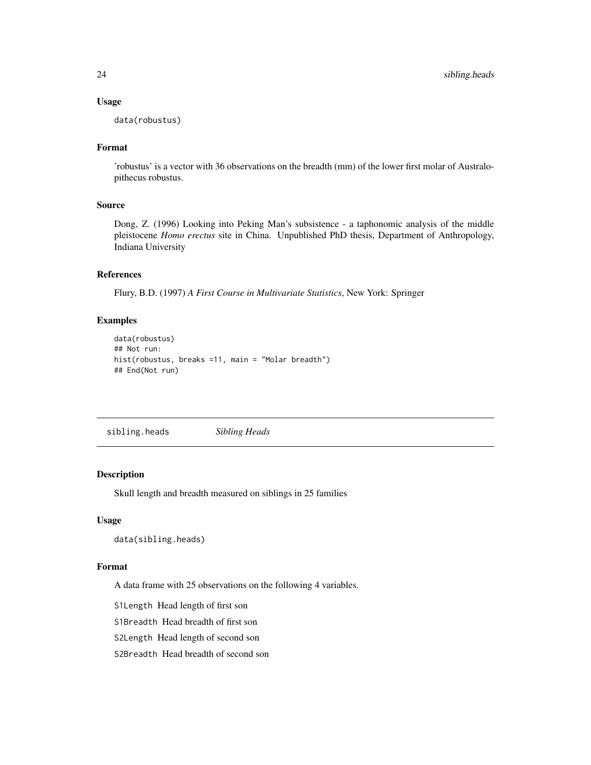## Usage

```
data(robustus)
```

## Format

'robustus' is a vector with 36 observations on the breadth (mm) of the lower first molar of Australopithecus robustus.

## Source

Dong, Z. (1996) Looking into Peking Man's subsistence - a taphonomic analysis of the middle pleistocene *Homo erectus* site in China. Unpublished PhD thesis, Department of Anthropology, Indiana University

## References

Flury, B.D. (1997) *A First Course in Multivariate Statistics*, New York: Springer

## Examples

```
data(robustus)
## Not run:
hist(robustus, breaks =11, main = "Molar breadth")
## End(Not run)
```

---

# sibling.heads *Sibling Heads*

---

## Description

Skull length and breadth measured on siblings in 25 families

## Usage

```
data(sibling.heads)
```

## Format

A data frame with 25 observations on the following 4 variables.

`S1Length` Head length of first son

`S1Breadth` Head breadth of first son

`S2Length` Head length of second son

`S2Breadth` Head breadth of second son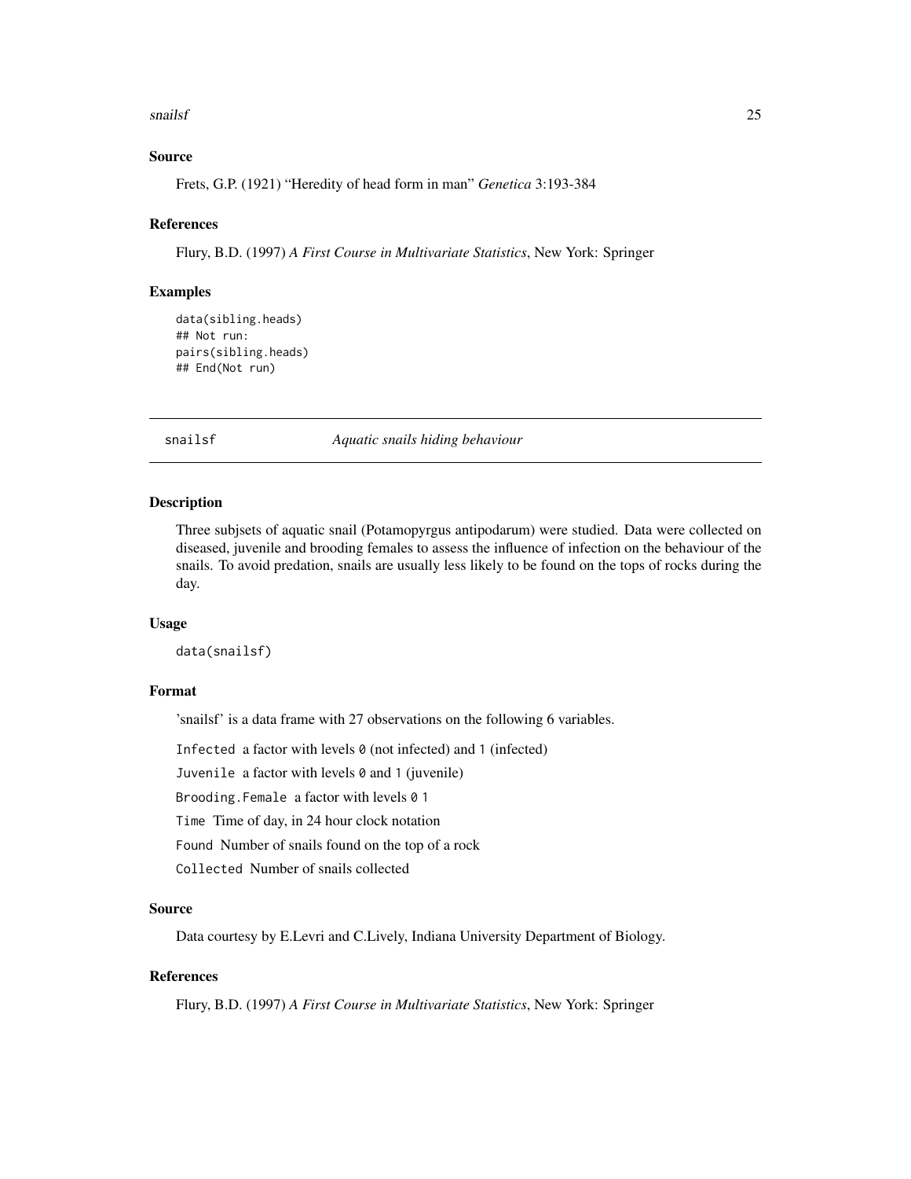### Source

Frets, G.P. (1921) "Heredity of head form in man" *Genetica* 3:193-384

### References

Flury, B.D. (1997) *A First Course in Multivariate Statistics*, New York: Springer

### Examples

```
data(sibling.heads)
## Not run:
pairs(sibling.heads)
## End(Not run)
```

---

## snailsf — *Aquatic snails hiding behaviour*

---

### Description

Three subjsets of aquatic snail (Potamopyrgus antipodarum) were studied. Data were collected on diseased, juvenile and brooding females to assess the influence of infection on the behaviour of the snails. To avoid predation, snails are usually less likely to be found on the tops of rocks during the day.

### Usage

```
data(snailsf)
```

### Format

'snailsf' is a data frame with 27 observations on the following 6 variables.

- `Infected` a factor with levels `0` (not infected) and `1` (infected)
- `Juvenile` a factor with levels `0` and `1` (juvenile)
- `Brooding.Female` a factor with levels `0` `1`
- `Time` Time of day, in 24 hour clock notation
- `Found` Number of snails found on the top of a rock
- `Collected` Number of snails collected

### Source

Data courtesy by E.Levri and C.Lively, Indiana University Department of Biology.

### References

Flury, B.D. (1997) *A First Course in Multivariate Statistics*, New York: Springer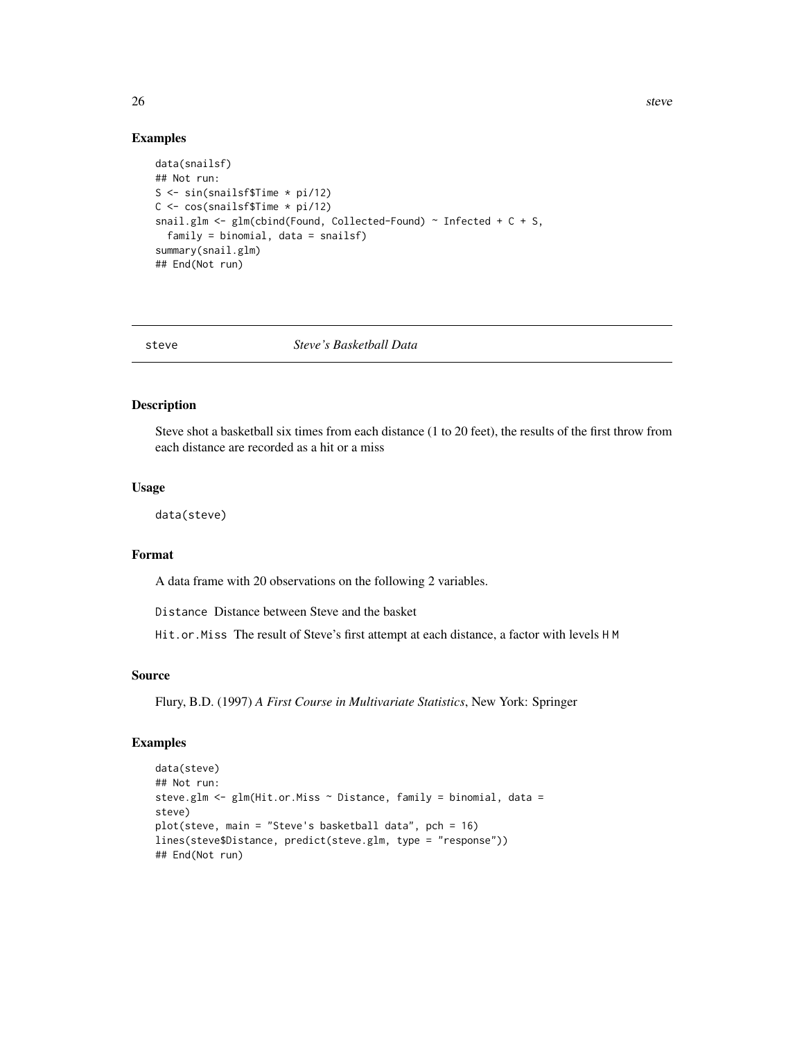### Examples

```
data(snailsf)
## Not run:
S <- sin(snailsf$Time * pi/12)
C <- cos(snailsf$Time * pi/12)
snail.glm <- glm(cbind(Found, Collected-Found) ~ Infected + C + S,
  family = binomial, data = snailsf)
summary(snail.glm)
## End(Not run)
```

---

## steve *Steve's Basketball Data*

---

### Description

Steve shot a basketball six times from each distance (1 to 20 feet), the results of the first throw from each distance are recorded as a hit or a miss

### Usage

```
data(steve)
```

### Format

A data frame with 20 observations on the following 2 variables.

`Distance` Distance between Steve and the basket

`Hit.or.Miss` The result of Steve's first attempt at each distance, a factor with levels `H` `M`

### Source

Flury, B.D. (1997) *A First Course in Multivariate Statistics*, New York: Springer

### Examples

```
data(steve)
## Not run:
steve.glm <- glm(Hit.or.Miss ~ Distance, family = binomial, data =
steve)
plot(steve, main = "Steve's basketball data", pch = 16)
lines(steve$Distance, predict(steve.glm, type = "response"))
## End(Not run)
```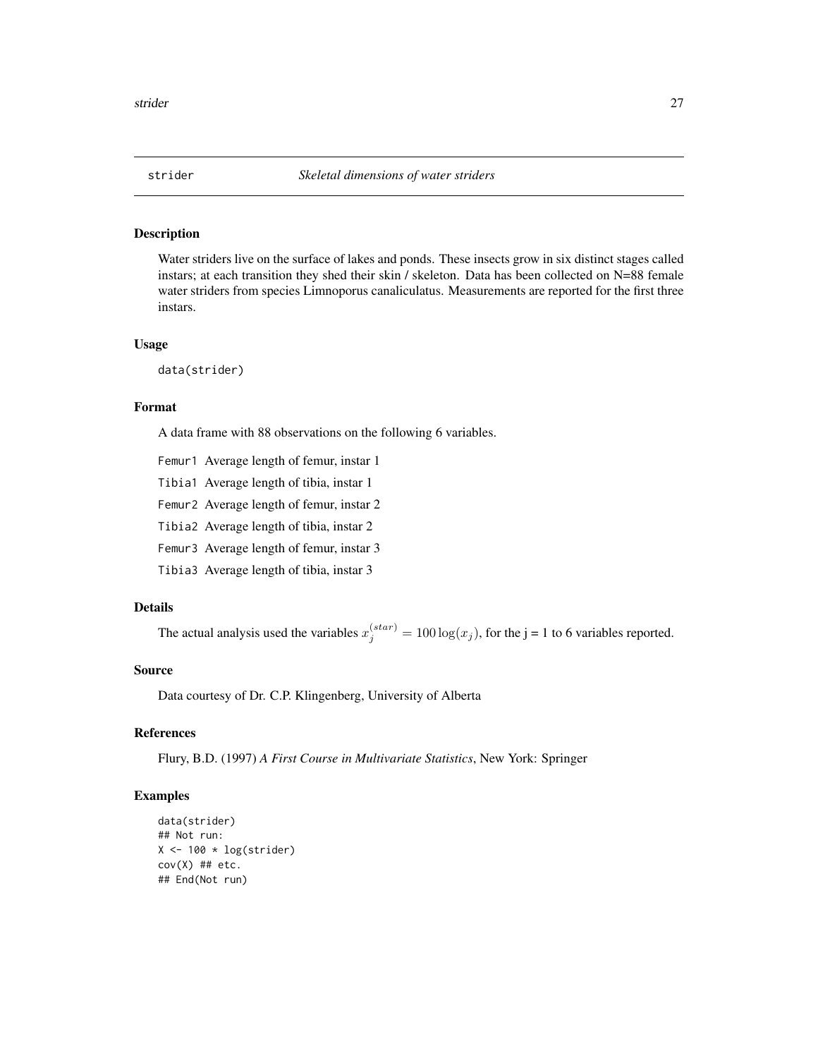# strider — *Skeletal dimensions of water striders*

## Description

Water striders live on the surface of lakes and ponds. These insects grow in six distinct stages called instars; at each transition they shed their skin / skeleton. Data has been collected on N=88 female water striders from species Limnoporus canaliculatus. Measurements are reported for the first three instars.

## Usage

```
data(strider)
```

## Format

A data frame with 88 observations on the following 6 variables.

- `Femur1` Average length of femur, instar 1
- `Tibia1` Average length of tibia, instar 1
- `Femur2` Average length of femur, instar 2
- `Tibia2` Average length of tibia, instar 2
- `Femur3` Average length of femur, instar 3
- `Tibia3` Average length of tibia, instar 3

## Details

The actual analysis used the variables $x_j^{(star)} = 100 \log(x_j)$, for the j = 1 to 6 variables reported.

## Source

Data courtesy of Dr. C.P. Klingenberg, University of Alberta

## References

Flury, B.D. (1997) *A First Course in Multivariate Statistics*, New York: Springer

## Examples

```
data(strider)
## Not run:
X <- 100 * log(strider)
cov(X) ## etc.
## End(Not run)
```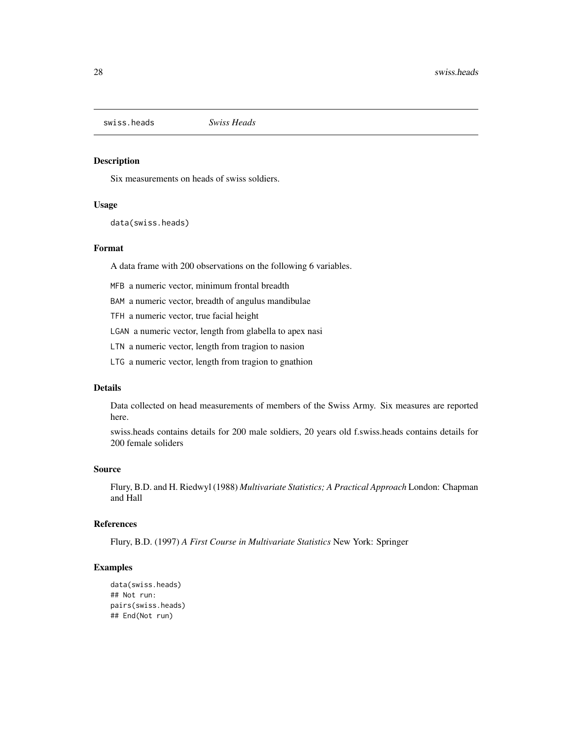swiss.heads *Swiss Heads*

## Description

Six measurements on heads of swiss soldiers.

## Usage

```
data(swiss.heads)
```

## Format

A data frame with 200 observations on the following 6 variables.

- `MFB` a numeric vector, minimum frontal breadth
- `BAM` a numeric vector, breadth of angulus mandibulae
- `TFH` a numeric vector, true facial height
- `LGAN` a numeric vector, length from glabella to apex nasi
- `LTN` a numeric vector, length from tragion to nasion
- `LTG` a numeric vector, length from tragion to gnathion

## Details

Data collected on head measurements of members of the Swiss Army. Six measures are reported here.

swiss.heads contains details for 200 male soldiers, 20 years old f.swiss.heads contains details for 200 female soliders

## Source

Flury, B.D. and H. Riedwyl (1988) *Multivariate Statistics; A Practical Approach* London: Chapman and Hall

## References

Flury, B.D. (1997) *A First Course in Multivariate Statistics* New York: Springer

## Examples

```
data(swiss.heads)
## Not run:
pairs(swiss.heads)
## End(Not run)
```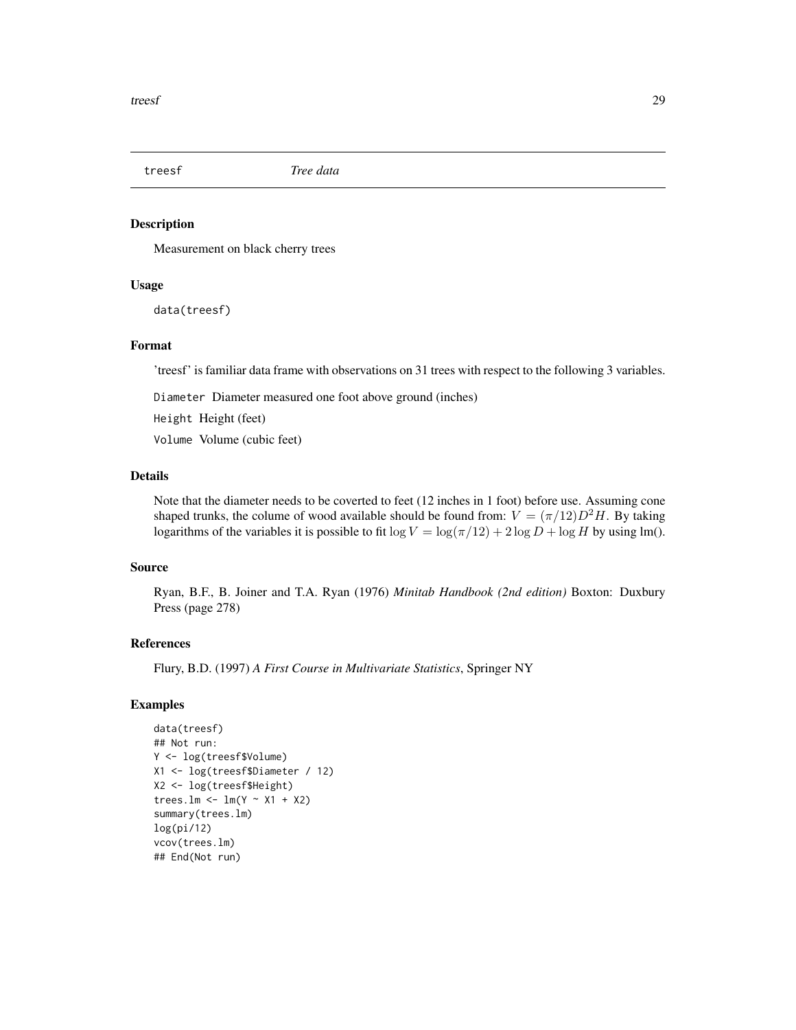## treesf *Tree data*

### Description

Measurement on black cherry trees

### Usage

```
data(treesf)
```

### Format

'treesf' is familiar data frame with observations on 31 trees with respect to the following 3 variables.

`Diameter` Diameter measured one foot above ground (inches)

`Height` Height (feet)

`Volume` Volume (cubic feet)

### Details

Note that the diameter needs to be coverted to feet (12 inches in 1 foot) before use. Assuming cone shaped trunks, the colume of wood available should be found from: $V = (\pi/12)D^2H$. By taking logarithms of the variables it is possible to fit $\log V = \log(\pi/12) + 2\log D + \log H$ by using lm().

### Source

Ryan, B.F., B. Joiner and T.A. Ryan (1976) *Minitab Handbook (2nd edition)* Boxton: Duxbury Press (page 278)

### References

Flury, B.D. (1997) *A First Course in Multivariate Statistics*, Springer NY

### Examples

```
data(treesf)
## Not run:
Y <- log(treesf$Volume)
X1 <- log(treesf$Diameter / 12)
X2 <- log(treesf$Height)
trees.lm <- lm(Y ~ X1 + X2)
summary(trees.lm)
log(pi/12)
vcov(trees.lm)
## End(Not run)
```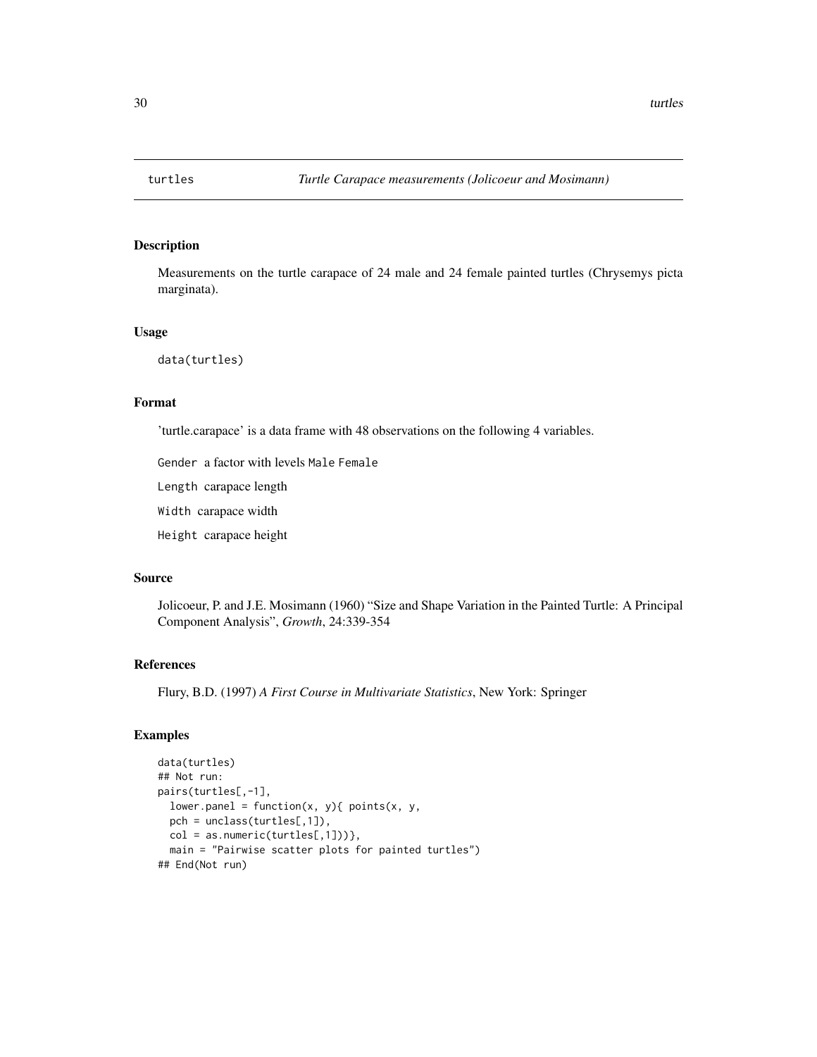## turtles — *Turtle Carapace measurements (Jolicoeur and Mosimann)*

### Description

Measurements on the turtle carapace of 24 male and 24 female painted turtles (Chrysemys picta marginata).

### Usage

```
data(turtles)
```

### Format

'turtle.carapace' is a data frame with 48 observations on the following 4 variables.

`Gender` a factor with levels `Male` `Female`

`Length` carapace length

`Width` carapace width

`Height` carapace height

### Source

Jolicoeur, P. and J.E. Mosimann (1960) "Size and Shape Variation in the Painted Turtle: A Principal Component Analysis", *Growth*, 24:339-354

### References

Flury, B.D. (1997) *A First Course in Multivariate Statistics*, New York: Springer

### Examples

```
data(turtles)
## Not run:
pairs(turtles[,-1],
  lower.panel = function(x, y){ points(x, y,
  pch = unclass(turtles[,1]),
  col = as.numeric(turtles[,1]))},
  main = "Pairwise scatter plots for painted turtles")
## End(Not run)
```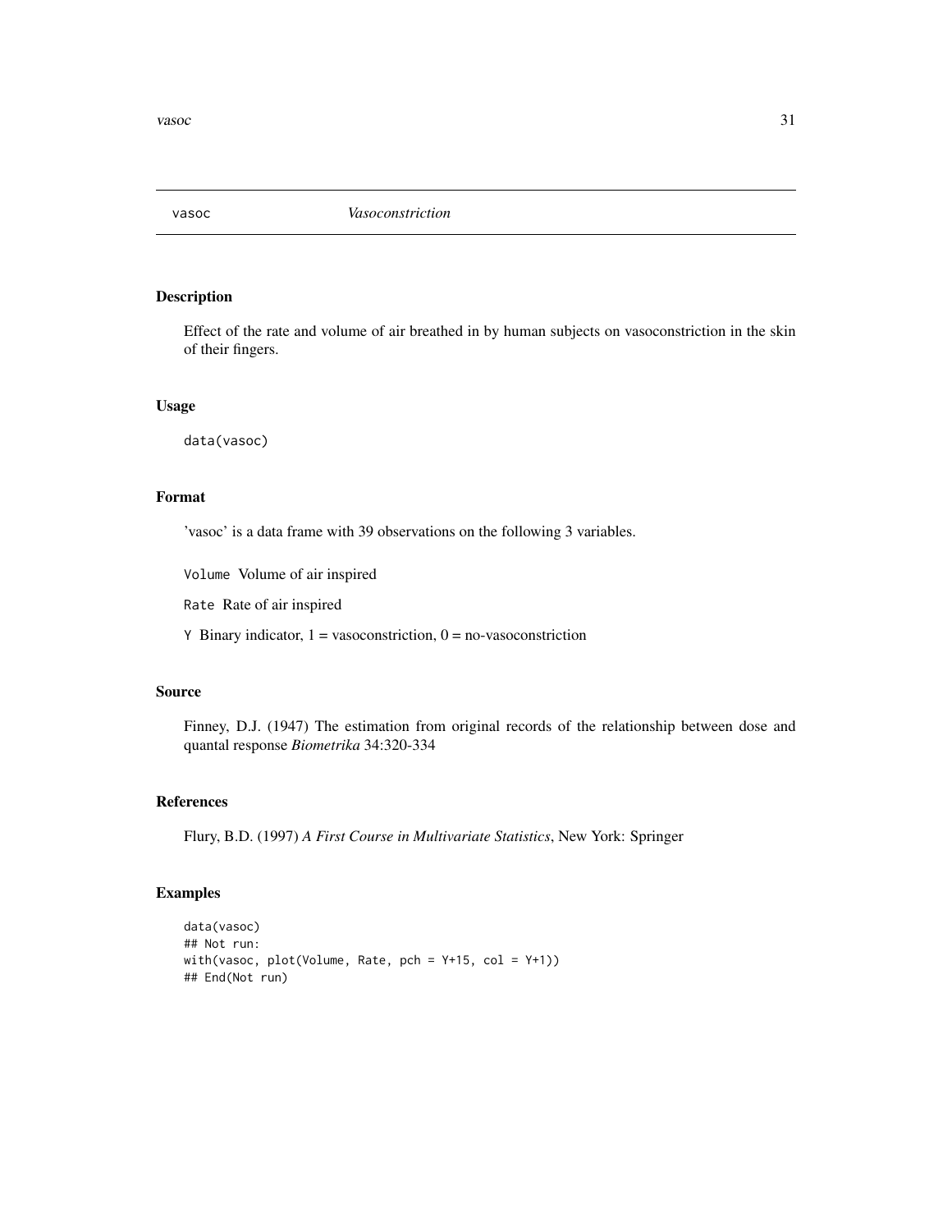# vasoc — *Vasoconstriction*

## Description

Effect of the rate and volume of air breathed in by human subjects on vasoconstriction in the skin of their fingers.

## Usage

```
data(vasoc)
```

## Format

'vasoc' is a data frame with 39 observations on the following 3 variables.

`Volume` Volume of air inspired

`Rate` Rate of air inspired

`Y` Binary indicator, 1 = vasoconstriction, 0 = no-vasoconstriction

## Source

Finney, D.J. (1947) The estimation from original records of the relationship between dose and quantal response *Biometrika* 34:320-334

## References

Flury, B.D. (1997) *A First Course in Multivariate Statistics*, New York: Springer

## Examples

```
data(vasoc)
## Not run:
with(vasoc, plot(Volume, Rate, pch = Y+15, col = Y+1))
## End(Not run)
```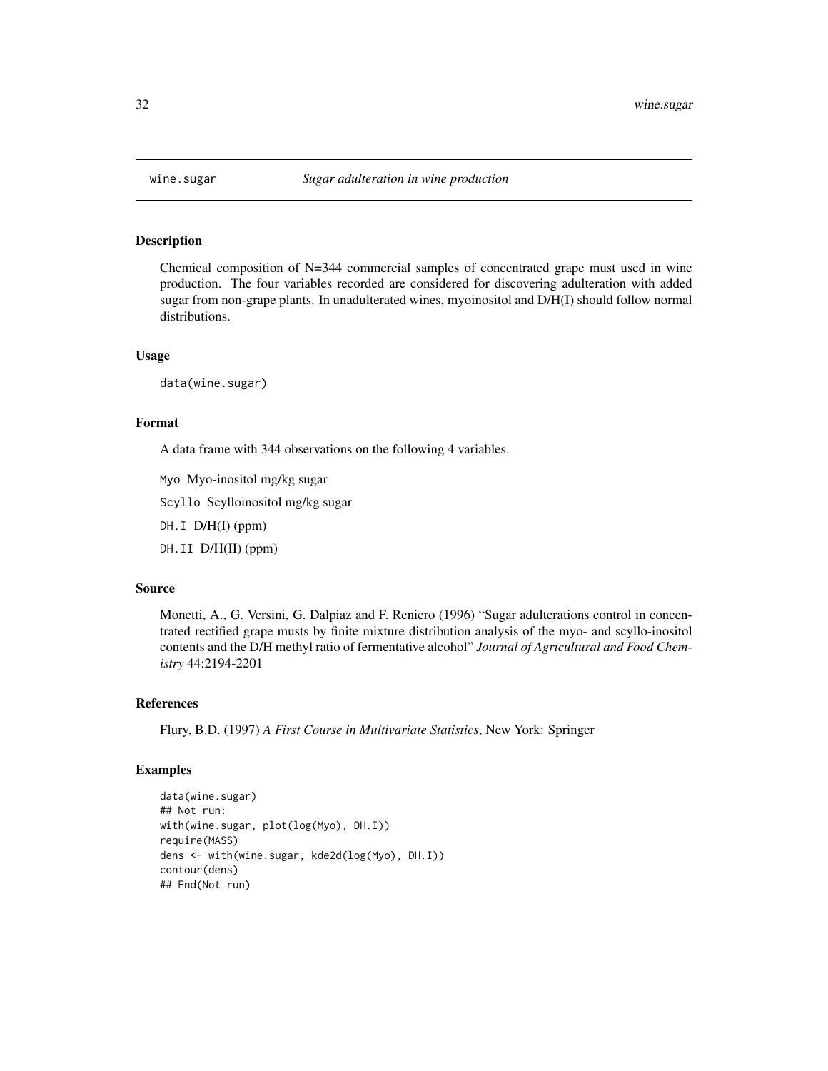# wine.sugar — *Sugar adulteration in wine production*

## Description

Chemical composition of N=344 commercial samples of concentrated grape must used in wine production. The four variables recorded are considered for discovering adulteration with added sugar from non-grape plants. In unadulterated wines, myoinositol and D/H(I) should follow normal distributions.

## Usage

```
data(wine.sugar)
```

## Format

A data frame with 344 observations on the following 4 variables.

`Myo` Myo-inositol mg/kg sugar

`Scyllo` Scylloinositol mg/kg sugar

`DH.I` D/H(I) (ppm)

`DH.II` D/H(II) (ppm)

## Source

Monetti, A., G. Versini, G. Dalpiaz and F. Reniero (1996) "Sugar adulterations control in concentrated rectified grape musts by finite mixture distribution analysis of the myo- and scyllo-inositol contents and the D/H methyl ratio of fermentative alcohol" *Journal of Agricultural and Food Chemistry* 44:2194-2201

## References

Flury, B.D. (1997) *A First Course in Multivariate Statistics*, New York: Springer

## Examples

```
data(wine.sugar)
## Not run:
with(wine.sugar, plot(log(Myo), DH.I))
require(MASS)
dens <- with(wine.sugar, kde2d(log(Myo), DH.I))
contour(dens)
## End(Not run)
```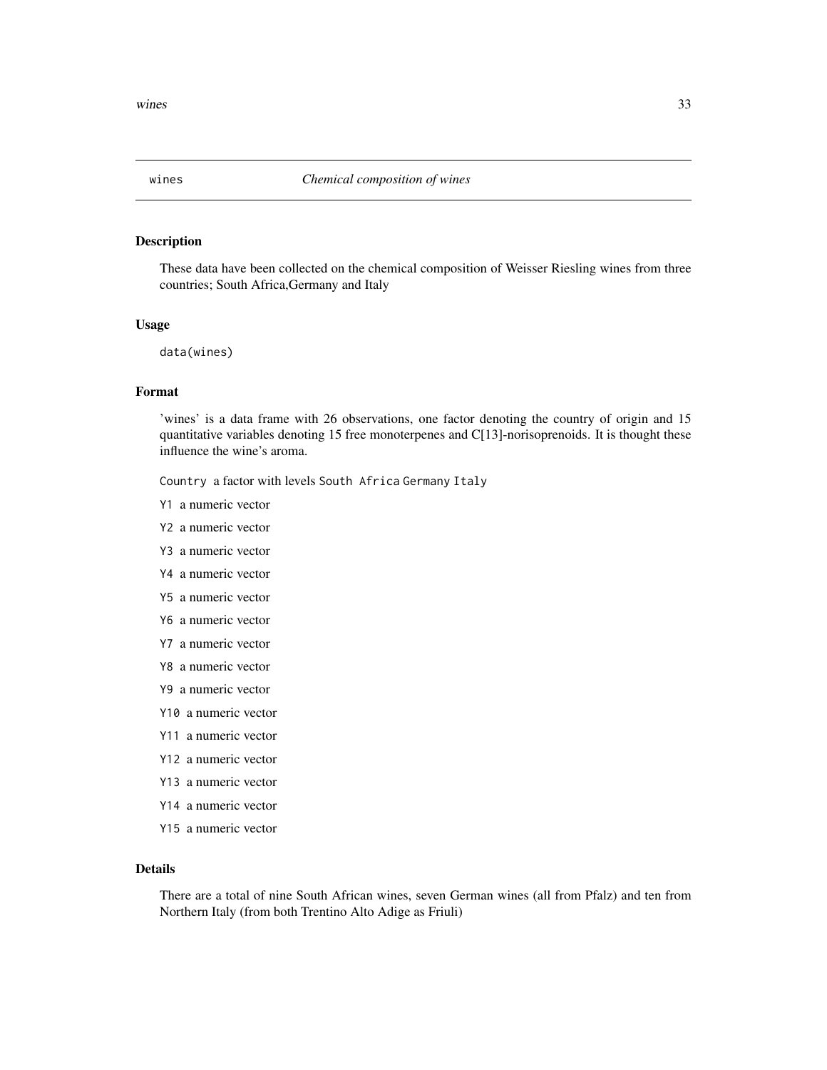`wines` *Chemical composition of wines*

## Description

These data have been collected on the chemical composition of Weisser Riesling wines from three countries; South Africa,Germany and Italy

## Usage

```
data(wines)
```

## Format

'wines' is a data frame with 26 observations, one factor denoting the country of origin and 15 quantitative variables denoting 15 free monoterpenes and C[13]-norisoprenoids. It is thought these influence the wine's aroma.

`Country` a factor with levels `South Africa` `Germany` `Italy`

`Y1` a numeric vector

`Y2` a numeric vector

`Y3` a numeric vector

`Y4` a numeric vector

`Y5` a numeric vector

`Y6` a numeric vector

`Y7` a numeric vector

`Y8` a numeric vector

`Y9` a numeric vector

`Y10` a numeric vector

`Y11` a numeric vector

`Y12` a numeric vector

`Y13` a numeric vector

`Y14` a numeric vector

`Y15` a numeric vector

## Details

There are a total of nine South African wines, seven German wines (all from Pfalz) and ten from Northern Italy (from both Trentino Alto Adige as Friuli)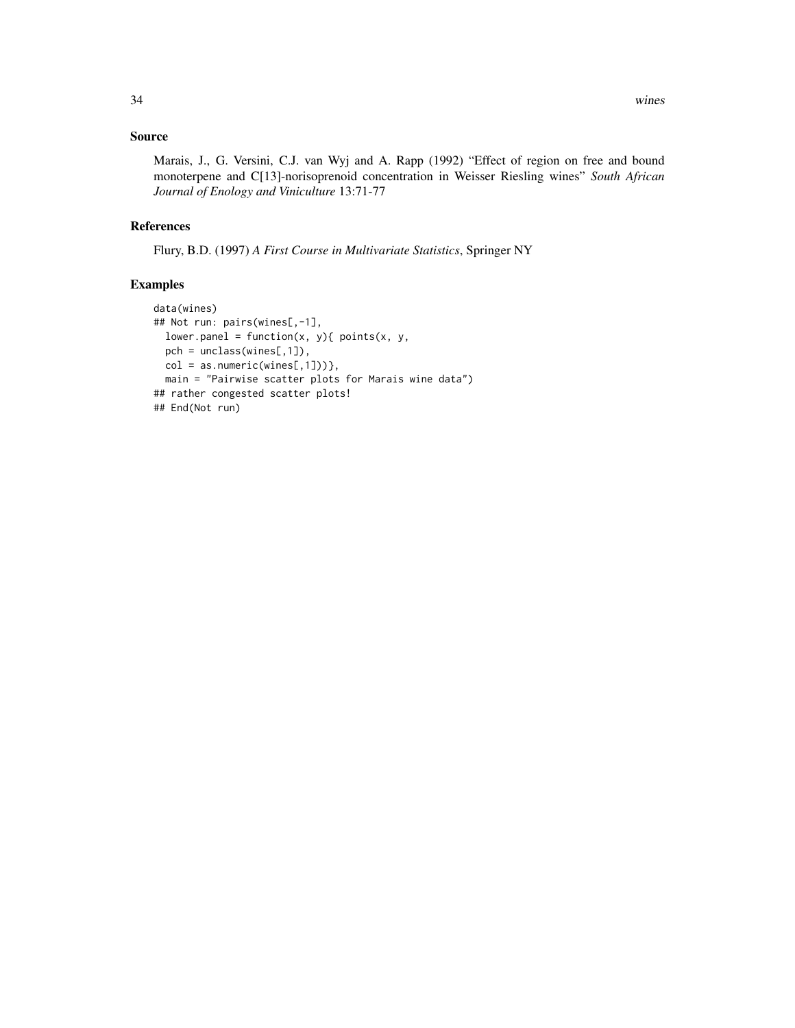## Source

Marais, J., G. Versini, C.J. van Wyj and A. Rapp (1992) "Effect of region on free and bound monoterpene and C[13]-norisoprenoid concentration in Weisser Riesling wines" *South African Journal of Enology and Viniculture* 13:71-77

## References

Flury, B.D. (1997) *A First Course in Multivariate Statistics*, Springer NY

## Examples

```
data(wines)
## Not run: pairs(wines[,-1],
  lower.panel = function(x, y){ points(x, y,
  pch = unclass(wines[,1]),
  col = as.numeric(wines[,1]))},
  main = "Pairwise scatter plots for Marais wine data")
## rather congested scatter plots!
## End(Not run)
```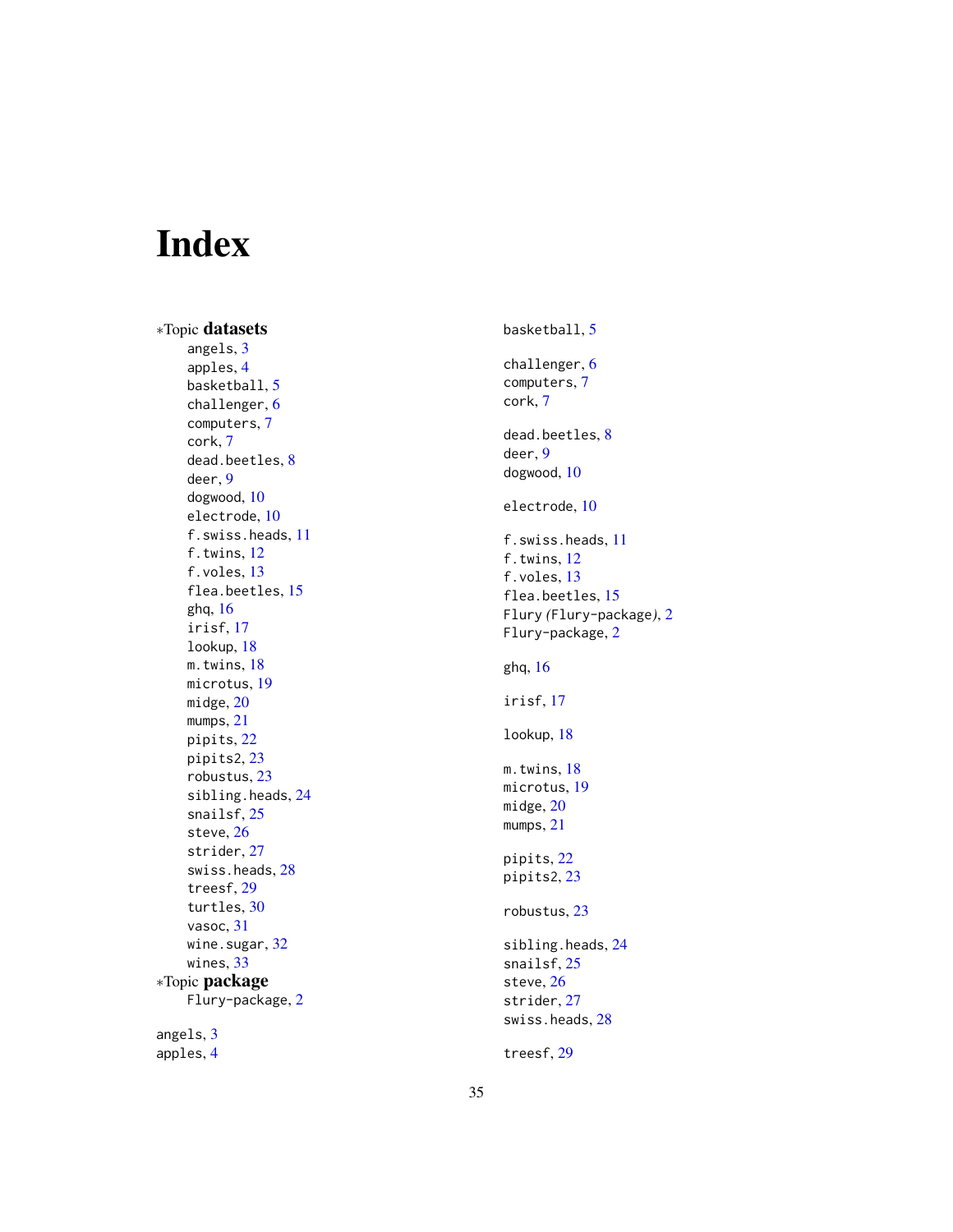# Index

*Topic **datasets**

- angels, 3
- apples, 4
- basketball, 5
- challenger, 6
- computers, 7
- cork, 7
- dead.beetles, 8
- deer, 9
- dogwood, 10
- electrode, 10
- f.swiss.heads, 11
- f.twins, 12
- f.voles, 13
- flea.beetles, 15
- ghq, 16
- irisf, 17
- lookup, 18
- m.twins, 18
- microtus, 19
- midge, 20
- mumps, 21
- pipits, 22
- pipits2, 23
- robustus, 23
- sibling.heads, 24
- snailsf, 25
- steve, 26
- strider, 27
- swiss.heads, 28
- treesf, 29
- turtles, 30
- vasoc, 31
- wine.sugar, 32
- wines, 33

*Topic **package**

- Flury-package, 2

angels, 3
apples, 4

basketball, 5

challenger, 6
computers, 7
cork, 7

dead.beetles, 8
deer, 9
dogwood, 10

electrode, 10

f.swiss.heads, 11
f.twins, 12
f.voles, 13
flea.beetles, 15
Flury *(*Flury-package*)*, 2
Flury-package, 2

ghq, 16

irisf, 17

lookup, 18

m.twins, 18
microtus, 19
midge, 20
mumps, 21

pipits, 22
pipits2, 23

robustus, 23

sibling.heads, 24
snailsf, 25
steve, 26
strider, 27
swiss.heads, 28

treesf, 29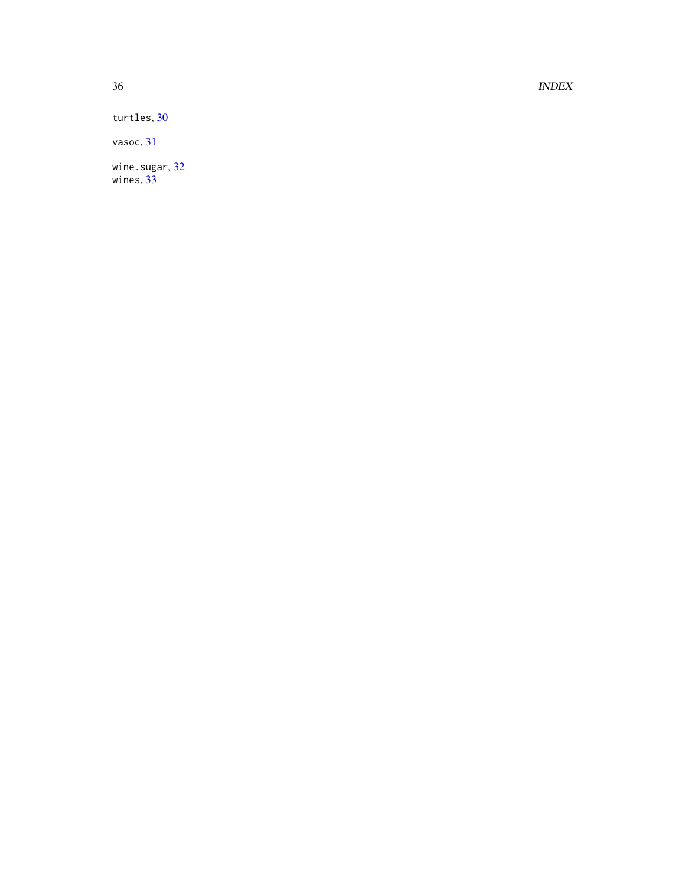turtles, 30

vasoc, 31

wine.sugar, 32
wines, 33